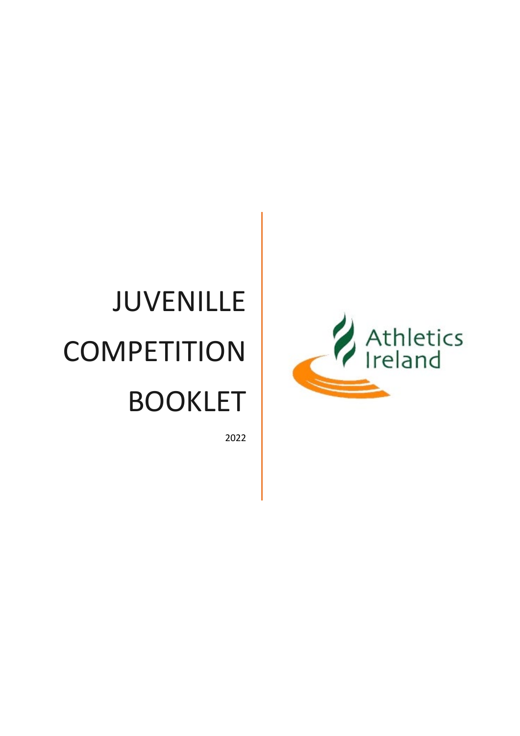# JUVENILLE COMPETITION BOOKLET

2022

Athletics Ireland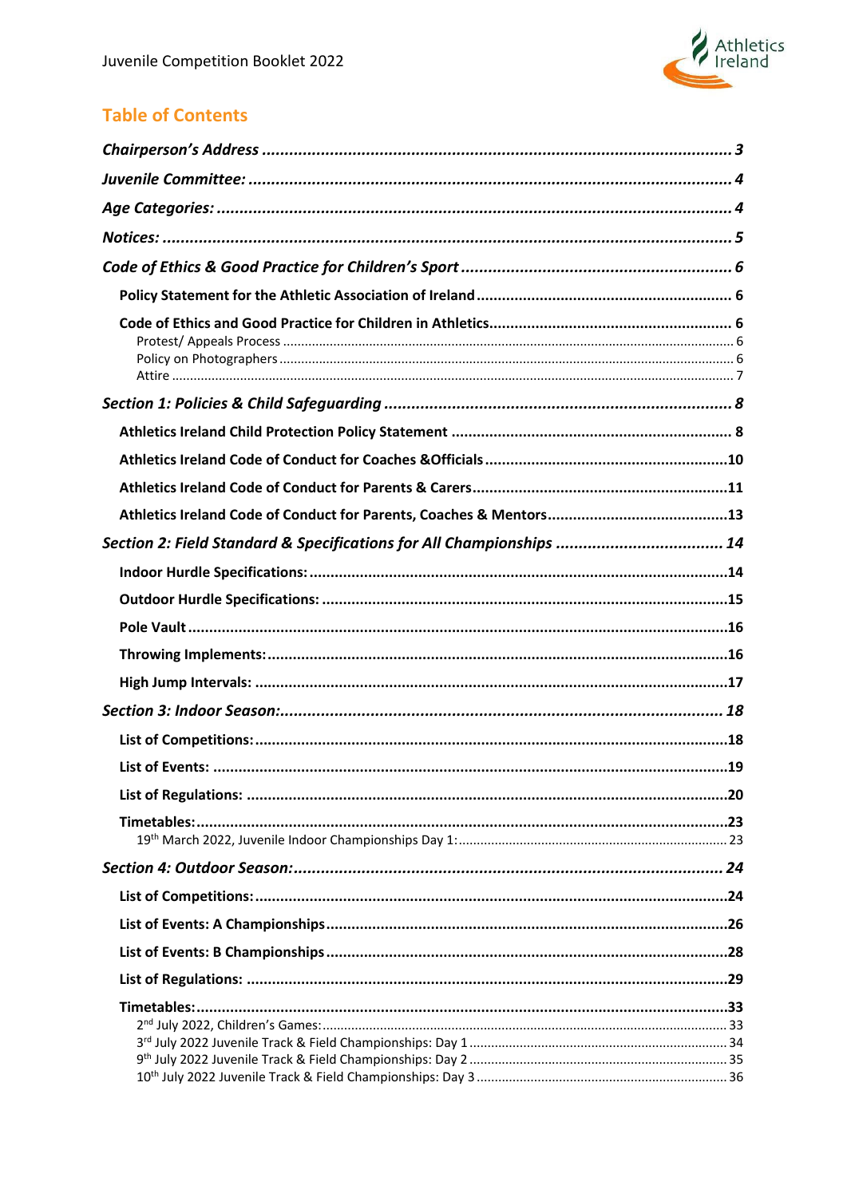## Table of Contents

*Chairperson's Address* ........ 3

*Juvenile Committee:* ........ 4

*Age Categories:* ........ 4

*Notices:* ........ 5

*Code of Ethics & Good Practice for Children's Sport* ........ 6

- **Policy Statement for the Athletic Association of Ireland** ........ 6
- **Code of Ethics and Good Practice for Children in Athletics** ........ 6
  - Protest/ Appeals Process ........ 6
  - Policy on Photographers ........ 6
  - Attire ........ 7

*Section 1: Policies & Child Safeguarding* ........ 8

- **Athletics Ireland Child Protection Policy Statement** ........ 8
- **Athletics Ireland Code of Conduct for Coaches &Officials** ........ 10
- **Athletics Ireland Code of Conduct for Parents & Carers** ........ 11
- **Athletics Ireland Code of Conduct for Parents, Coaches & Mentors** ........ 13

*Section 2: Field Standard & Specifications for All Championships* ........ 14

- **Indoor Hurdle Specifications:** ........ 14
- **Outdoor Hurdle Specifications:** ........ 15
- **Pole Vault** ........ 16
- **Throwing Implements:** ........ 16
- **High Jump Intervals:** ........ 17

*Section 3: Indoor Season:* ........ 18

- **List of Competitions:** ........ 18
- **List of Events:** ........ 19
- **List of Regulations:** ........ 20
- **Timetables:** ........ 23
  - 19th March 2022, Juvenile Indoor Championships Day 1: ........ 23

*Section 4: Outdoor Season:* ........ 24

- **List of Competitions:** ........ 24
- **List of Events: A Championships** ........ 26
- **List of Events: B Championships** ........ 28
- **List of Regulations:** ........ 29
- **Timetables:** ........ 33
  - 2nd July 2022, Children's Games: ........ 33
  - 3rd July 2022 Juvenile Track & Field Championships: Day 1 ........ 34
  - 9th July 2022 Juvenile Track & Field Championships: Day 2 ........ 35
  - 10th July 2022 Juvenile Track & Field Championships: Day 3 ........ 36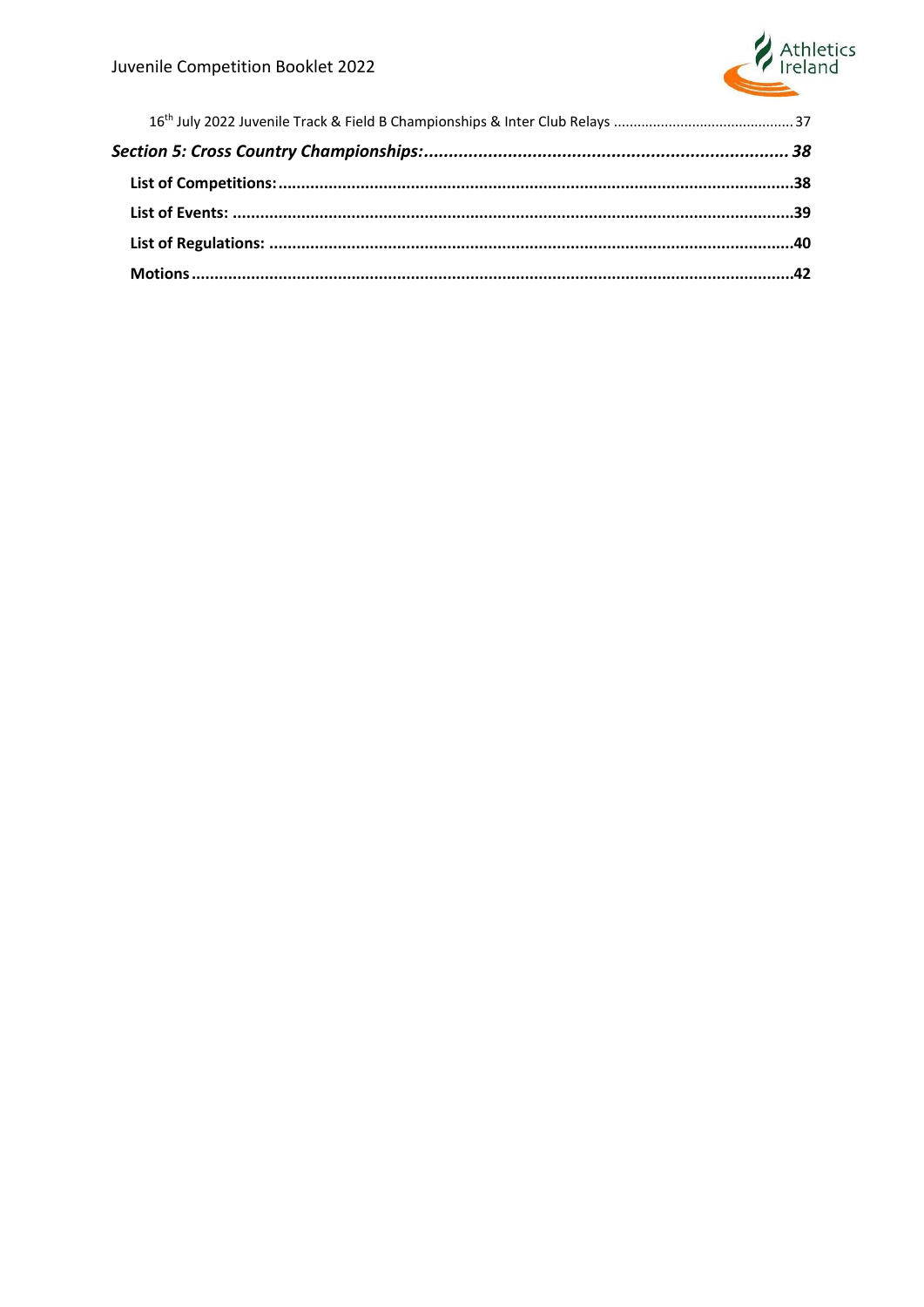16th July 2022 Juvenile Track & Field B Championships & Inter Club Relays ........ 37

***Section 5: Cross Country Championships:*** ........ ***38***

**List of Competitions:** ........ **38**

**List of Events:** ........ **39**

**List of Regulations:** ........ **40**

**Motions** ........ **42**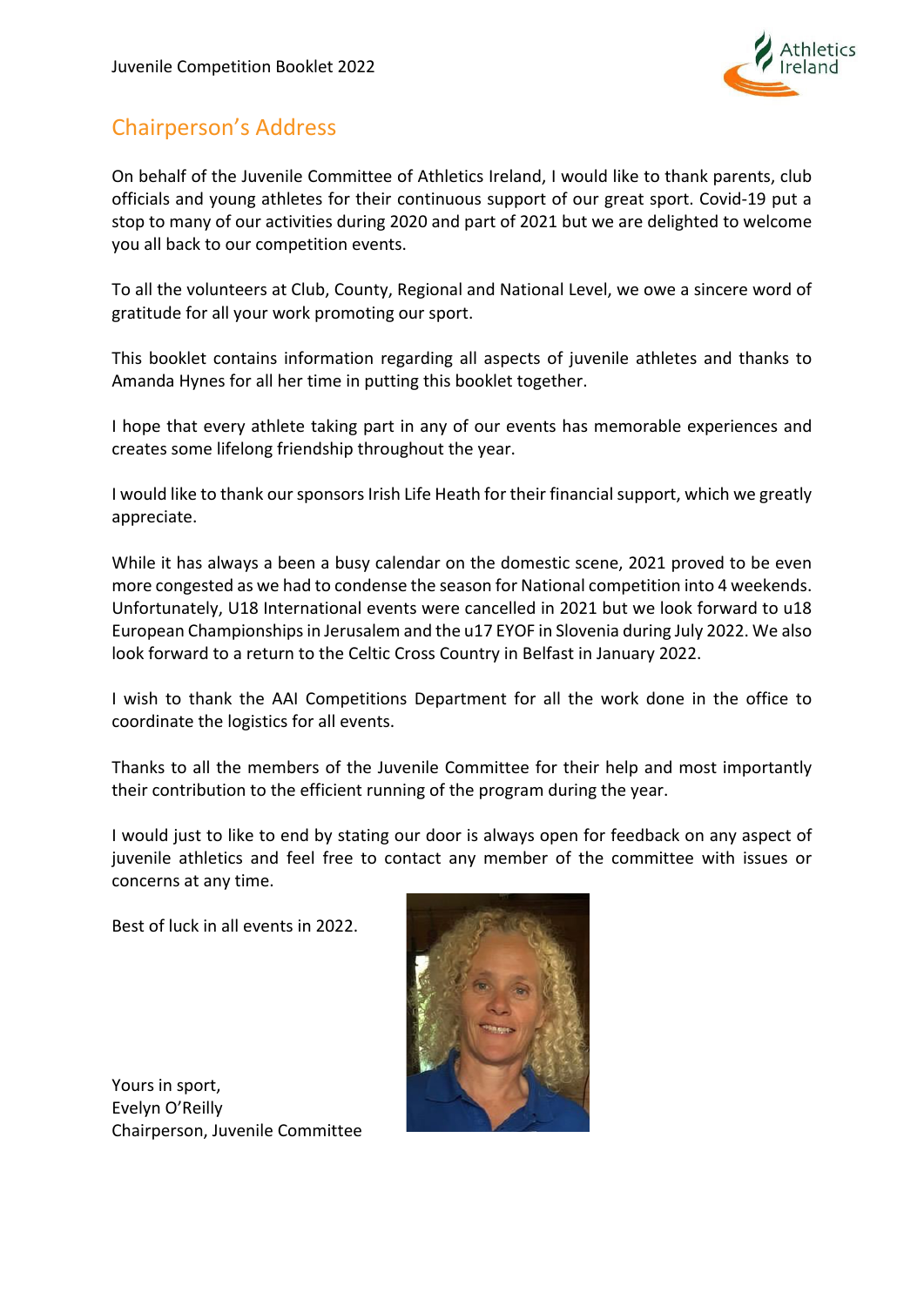## Chairperson's Address

On behalf of the Juvenile Committee of Athletics Ireland, I would like to thank parents, club officials and young athletes for their continuous support of our great sport. Covid-19 put a stop to many of our activities during 2020 and part of 2021 but we are delighted to welcome you all back to our competition events.

To all the volunteers at Club, County, Regional and National Level, we owe a sincere word of gratitude for all your work promoting our sport.

This booklet contains information regarding all aspects of juvenile athletes and thanks to Amanda Hynes for all her time in putting this booklet together.

I hope that every athlete taking part in any of our events has memorable experiences and creates some lifelong friendship throughout the year.

I would like to thank our sponsors Irish Life Heath for their financial support, which we greatly appreciate.

While it has always a been a busy calendar on the domestic scene, 2021 proved to be even more congested as we had to condense the season for National competition into 4 weekends. Unfortunately, U18 International events were cancelled in 2021 but we look forward to u18 European Championships in Jerusalem and the u17 EYOF in Slovenia during July 2022. We also look forward to a return to the Celtic Cross Country in Belfast in January 2022.

I wish to thank the AAI Competitions Department for all the work done in the office to coordinate the logistics for all events.

Thanks to all the members of the Juvenile Committee for their help and most importantly their contribution to the efficient running of the program during the year.

I would just to like to end by stating our door is always open for feedback on any aspect of juvenile athletics and feel free to contact any member of the committee with issues or concerns at any time.

Best of luck in all events in 2022.

Yours in sport,  
Evelyn O'Reilly  
Chairperson, Juvenile Committee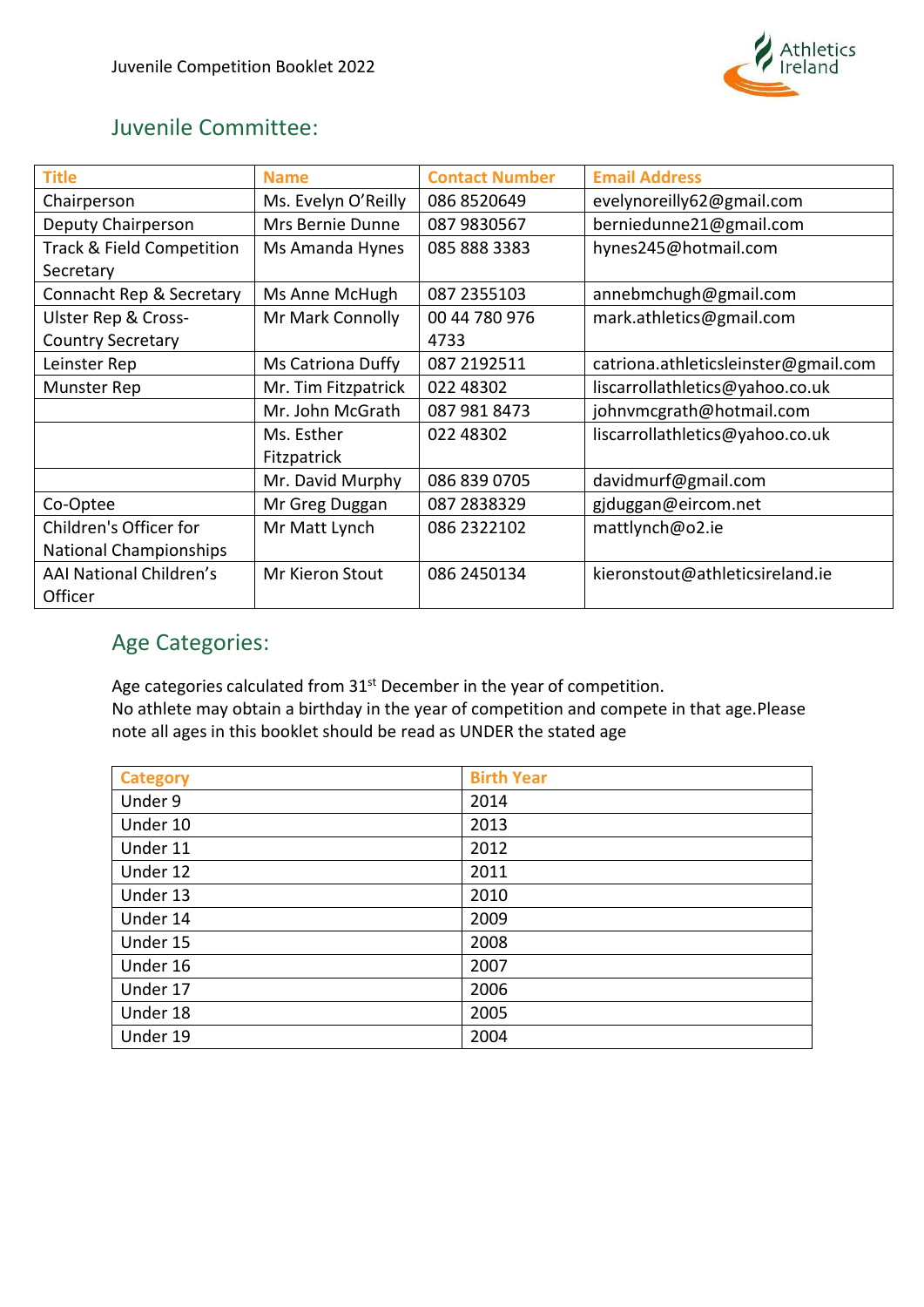## Juvenile Committee:

| Title | Name | Contact Number | Email Address |
|---|---|---|---|
| Chairperson | Ms. Evelyn O'Reilly | 086 8520649 | evelynoreilly62@gmail.com |
| Deputy Chairperson | Mrs Bernie Dunne | 087 9830567 | berniedunne21@gmail.com |
| Track & Field Competition Secretary | Ms Amanda Hynes | 085 888 3383 | hynes245@hotmail.com |
| Connacht Rep & Secretary | Ms Anne McHugh | 087 2355103 | annebmchugh@gmail.com |
| Ulster Rep & Cross-Country Secretary | Mr Mark Connolly | 00 44 780 976 4733 | mark.athletics@gmail.com |
| Leinster Rep | Ms Catriona Duffy | 087 2192511 | catriona.athleticsleinster@gmail.com |
| Munster Rep | Mr. Tim Fitzpatrick | 022 48302 | liscarrollathletics@yahoo.co.uk |
| | Mr. John McGrath | 087 981 8473 | johnvmcgrath@hotmail.com |
| | Ms. Esther Fitzpatrick | 022 48302 | liscarrollathletics@yahoo.co.uk |
| | Mr. David Murphy | 086 839 0705 | davidmurf@gmail.com |
| Co-Optee | Mr Greg Duggan | 087 2838329 | gjduggan@eircom.net |
| Children's Officer for National Championships | Mr Matt Lynch | 086 2322102 | mattlynch@o2.ie |
| AAI National Children's Officer | Mr Kieron Stout | 086 2450134 | kieronstout@athleticsireland.ie |

## Age Categories:

Age categories calculated from 31st December in the year of competition.
No athlete may obtain a birthday in the year of competition and compete in that age.Please note all ages in this booklet should be read as UNDER the stated age

| Category | Birth Year |
|---|---|
| Under 9 | 2014 |
| Under 10 | 2013 |
| Under 11 | 2012 |
| Under 12 | 2011 |
| Under 13 | 2010 |
| Under 14 | 2009 |
| Under 15 | 2008 |
| Under 16 | 2007 |
| Under 17 | 2006 |
| Under 18 | 2005 |
| Under 19 | 2004 |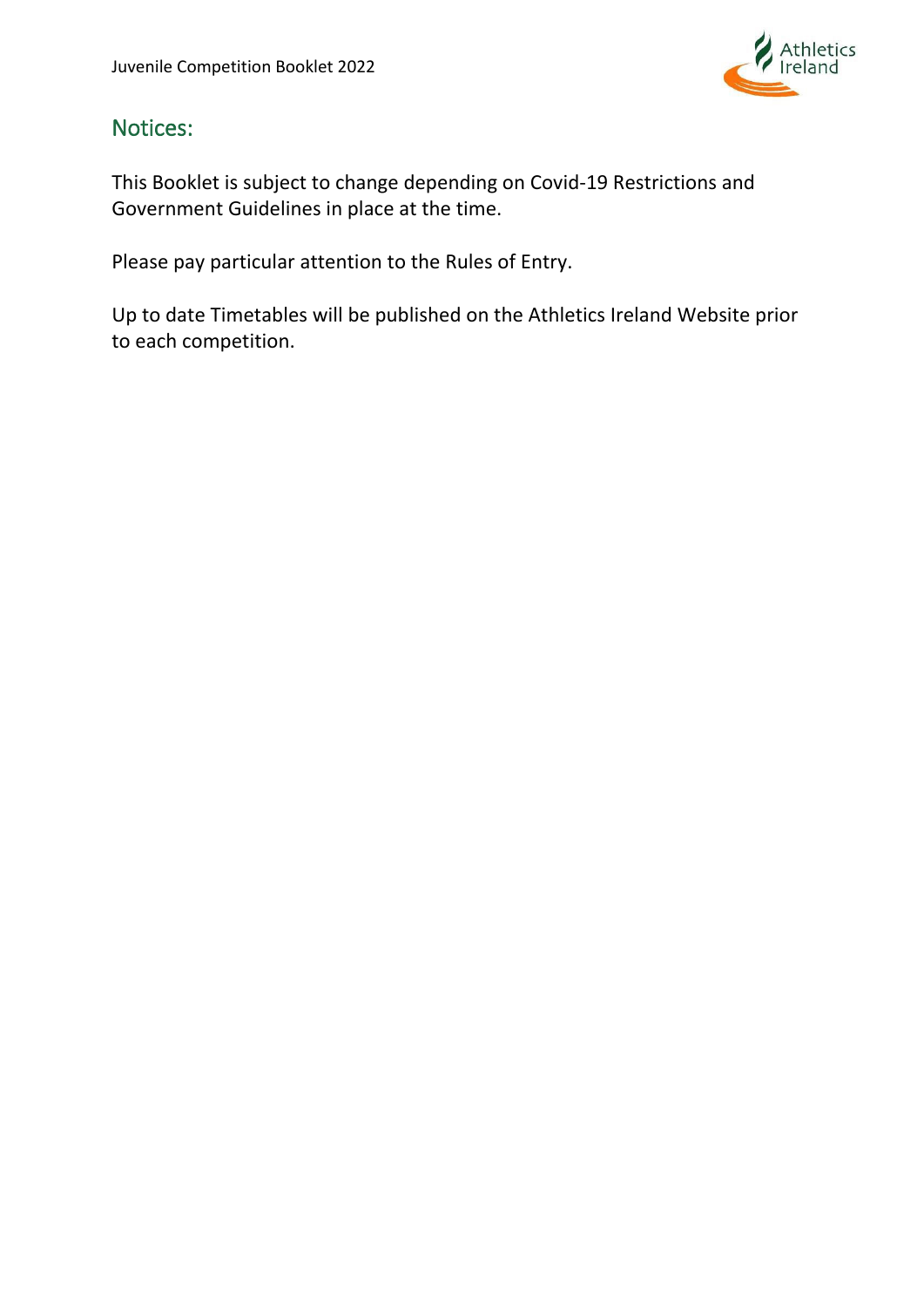## Notices:

This Booklet is subject to change depending on Covid-19 Restrictions and Government Guidelines in place at the time.

Please pay particular attention to the Rules of Entry.

Up to date Timetables will be published on the Athletics Ireland Website prior to each competition.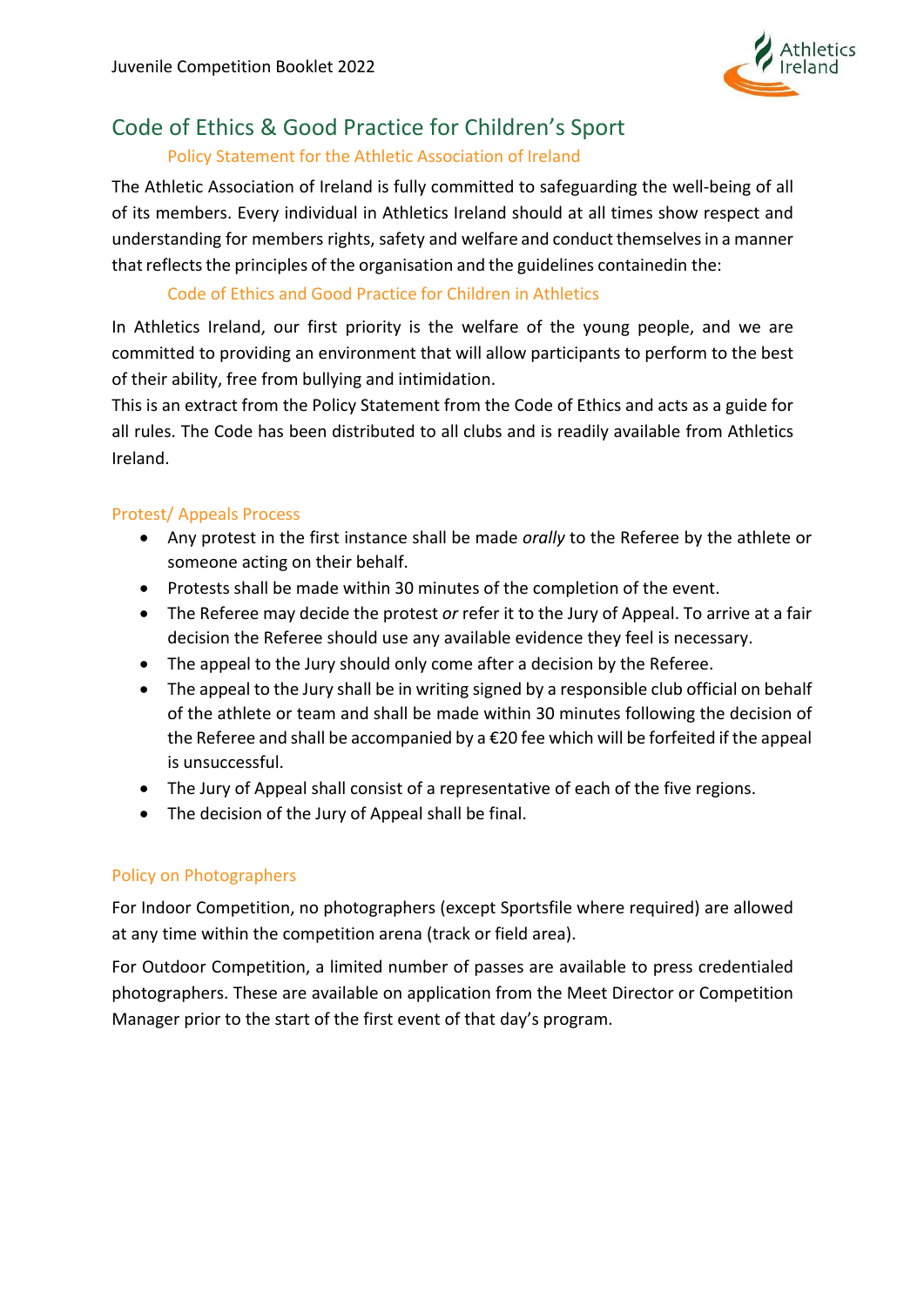## Code of Ethics & Good Practice for Children's Sport

### Policy Statement for the Athletic Association of Ireland

The Athletic Association of Ireland is fully committed to safeguarding the well-being of all of its members. Every individual in Athletics Ireland should at all times show respect and understanding for members rights, safety and welfare and conduct themselves in a manner that reflects the principles of the organisation and the guidelines containedin the:

### Code of Ethics and Good Practice for Children in Athletics

In Athletics Ireland, our first priority is the welfare of the young people, and we are committed to providing an environment that will allow participants to perform to the best of their ability, free from bullying and intimidation.
This is an extract from the Policy Statement from the Code of Ethics and acts as a guide for all rules. The Code has been distributed to all clubs and is readily available from Athletics Ireland.

### Protest/ Appeals Process

- Any protest in the first instance shall be made *orally* to the Referee by the athlete or someone acting on their behalf.
- Protests shall be made within 30 minutes of the completion of the event.
- The Referee may decide the protest *or* refer it to the Jury of Appeal. To arrive at a fair decision the Referee should use any available evidence they feel is necessary.
- The appeal to the Jury should only come after a decision by the Referee.
- The appeal to the Jury shall be in writing signed by a responsible club official on behalf of the athlete or team and shall be made within 30 minutes following the decision of the Referee and shall be accompanied by a €20 fee which will be forfeited if the appeal is unsuccessful.
- The Jury of Appeal shall consist of a representative of each of the five regions.
- The decision of the Jury of Appeal shall be final.

### Policy on Photographers

For Indoor Competition, no photographers (except Sportsfile where required) are allowed at any time within the competition arena (track or field area).

For Outdoor Competition, a limited number of passes are available to press credentialed photographers. These are available on application from the Meet Director or Competition Manager prior to the start of the first event of that day's program.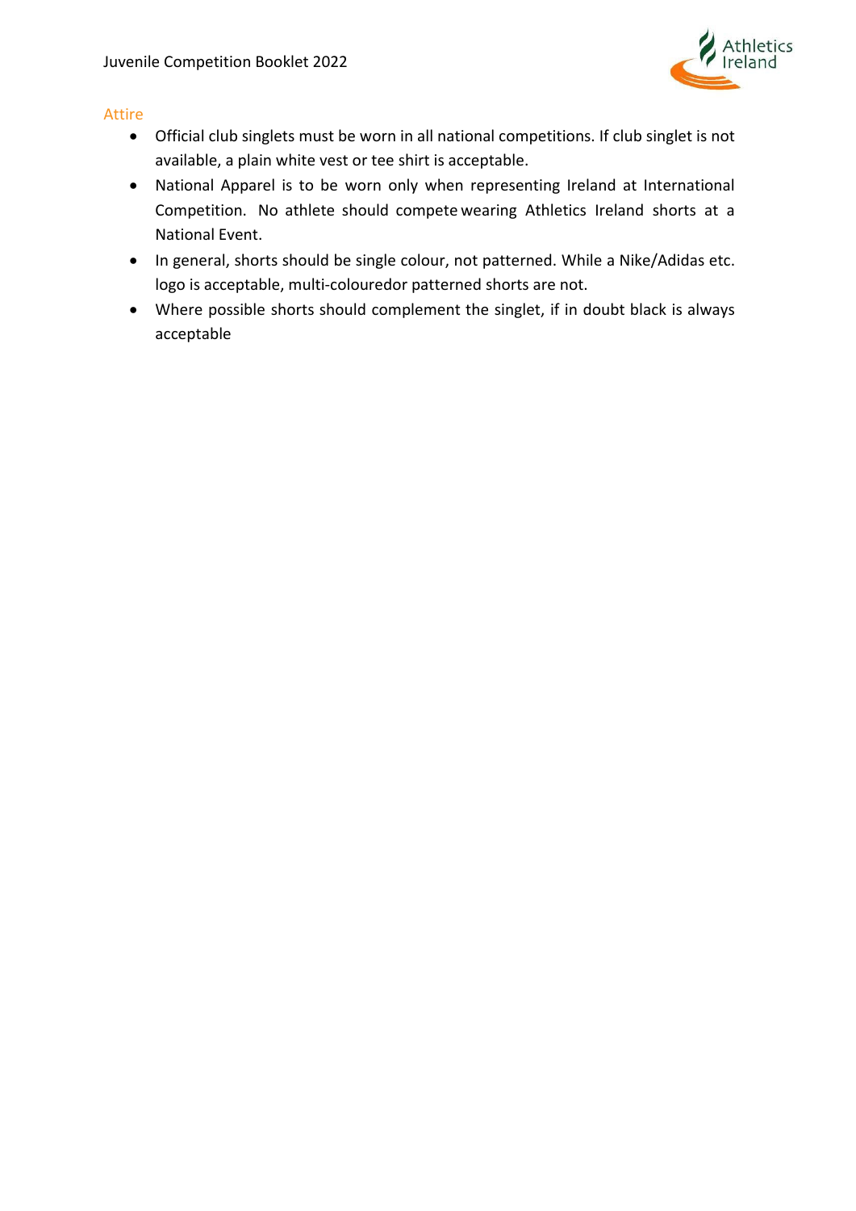## Attire

- Official club singlets must be worn in all national competitions. If club singlet is not available, a plain white vest or tee shirt is acceptable.
- National Apparel is to be worn only when representing Ireland at International Competition. No athlete should compete wearing Athletics Ireland shorts at a National Event.
- In general, shorts should be single colour, not patterned. While a Nike/Adidas etc. logo is acceptable, multi-colouredor patterned shorts are not.
- Where possible shorts should complement the singlet, if in doubt black is always acceptable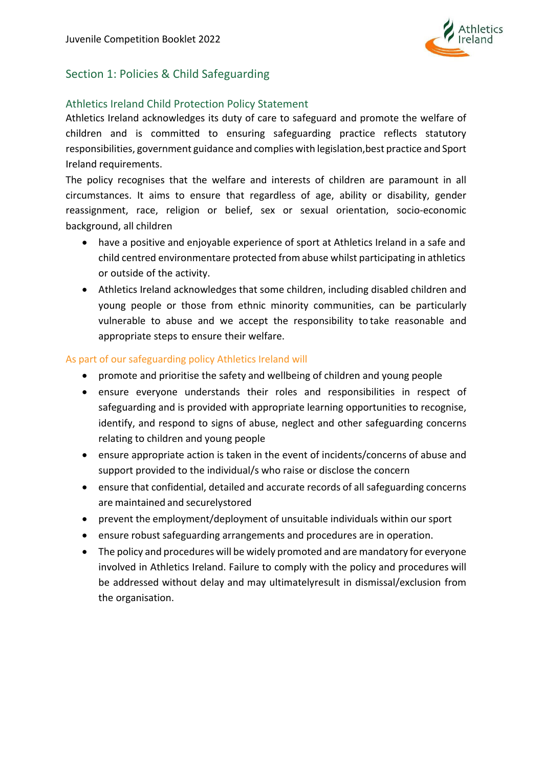## Section 1: Policies & Child Safeguarding

### Athletics Ireland Child Protection Policy Statement

Athletics Ireland acknowledges its duty of care to safeguard and promote the welfare of children and is committed to ensuring safeguarding practice reflects statutory responsibilities, government guidance and complies with legislation,best practice and Sport Ireland requirements.

The policy recognises that the welfare and interests of children are paramount in all circumstances. It aims to ensure that regardless of age, ability or disability, gender reassignment, race, religion or belief, sex or sexual orientation, socio-economic background, all children

- have a positive and enjoyable experience of sport at Athletics Ireland in a safe and child centred environmentare protected from abuse whilst participating in athletics or outside of the activity.
- Athletics Ireland acknowledges that some children, including disabled children and young people or those from ethnic minority communities, can be particularly vulnerable to abuse and we accept the responsibility to take reasonable and appropriate steps to ensure their welfare.

#### As part of our safeguarding policy Athletics Ireland will

- promote and prioritise the safety and wellbeing of children and young people
- ensure everyone understands their roles and responsibilities in respect of safeguarding and is provided with appropriate learning opportunities to recognise, identify, and respond to signs of abuse, neglect and other safeguarding concerns relating to children and young people
- ensure appropriate action is taken in the event of incidents/concerns of abuse and support provided to the individual/s who raise or disclose the concern
- ensure that confidential, detailed and accurate records of all safeguarding concerns are maintained and securelystored
- prevent the employment/deployment of unsuitable individuals within our sport
- ensure robust safeguarding arrangements and procedures are in operation.
- The policy and procedures will be widely promoted and are mandatory for everyone involved in Athletics Ireland. Failure to comply with the policy and procedures will be addressed without delay and may ultimatelyresult in dismissal/exclusion from the organisation.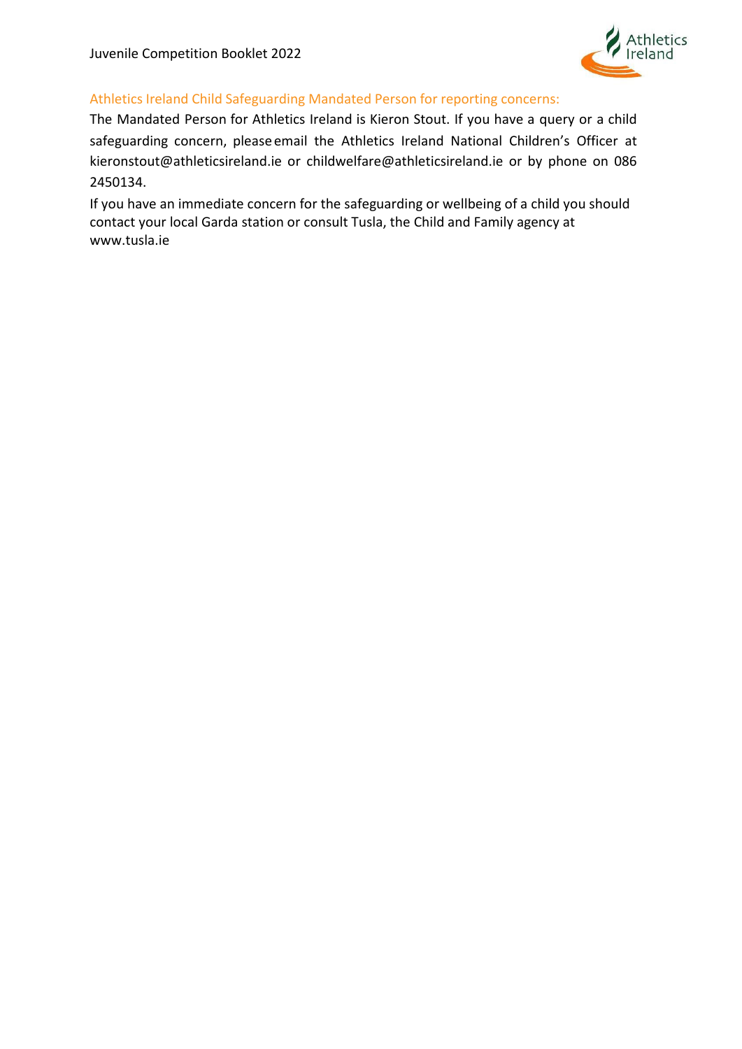### Athletics Ireland Child Safeguarding Mandated Person for reporting concerns:

The Mandated Person for Athletics Ireland is Kieron Stout. If you have a query or a child safeguarding concern, please email the Athletics Ireland National Children's Officer at kieronstout@athleticsireland.ie or childwelfare@athleticsireland.ie or by phone on 086 2450134.

If you have an immediate concern for the safeguarding or wellbeing of a child you should contact your local Garda station or consult Tusla, the Child and Family agency at www.tusla.ie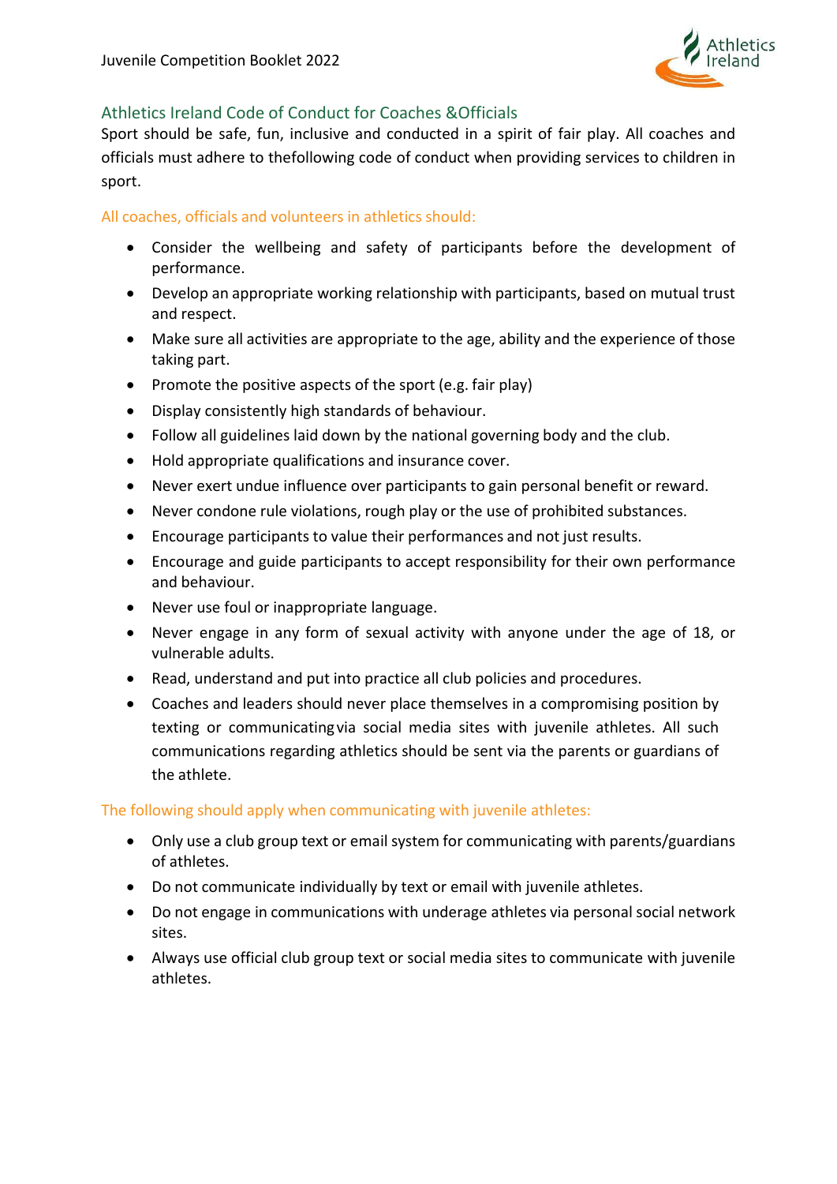## Athletics Ireland Code of Conduct for Coaches &Officials

Sport should be safe, fun, inclusive and conducted in a spirit of fair play. All coaches and officials must adhere to thefollowing code of conduct when providing services to children in sport.

### All coaches, officials and volunteers in athletics should:

- Consider the wellbeing and safety of participants before the development of performance.
- Develop an appropriate working relationship with participants, based on mutual trust and respect.
- Make sure all activities are appropriate to the age, ability and the experience of those taking part.
- Promote the positive aspects of the sport (e.g. fair play)
- Display consistently high standards of behaviour.
- Follow all guidelines laid down by the national governing body and the club.
- Hold appropriate qualifications and insurance cover.
- Never exert undue influence over participants to gain personal benefit or reward.
- Never condone rule violations, rough play or the use of prohibited substances.
- Encourage participants to value their performances and not just results.
- Encourage and guide participants to accept responsibility for their own performance and behaviour.
- Never use foul or inappropriate language.
- Never engage in any form of sexual activity with anyone under the age of 18, or vulnerable adults.
- Read, understand and put into practice all club policies and procedures.
- Coaches and leaders should never place themselves in a compromising position by texting or communicating via social media sites with juvenile athletes. All such communications regarding athletics should be sent via the parents or guardians of the athlete.

### The following should apply when communicating with juvenile athletes:

- Only use a club group text or email system for communicating with parents/guardians of athletes.
- Do not communicate individually by text or email with juvenile athletes.
- Do not engage in communications with underage athletes via personal social network sites.
- Always use official club group text or social media sites to communicate with juvenile athletes.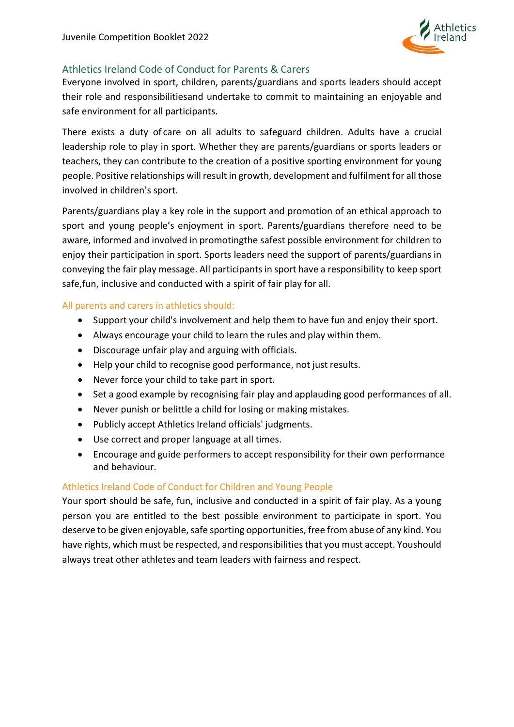## Athletics Ireland Code of Conduct for Parents & Carers

Everyone involved in sport, children, parents/guardians and sports leaders should accept their role and responsibilitiesand undertake to commit to maintaining an enjoyable and safe environment for all participants.

There exists a duty of care on all adults to safeguard children. Adults have a crucial leadership role to play in sport. Whether they are parents/guardians or sports leaders or teachers, they can contribute to the creation of a positive sporting environment for young people. Positive relationships will result in growth, development and fulfilment for all those involved in children's sport.

Parents/guardians play a key role in the support and promotion of an ethical approach to sport and young people's enjoyment in sport. Parents/guardians therefore need to be aware, informed and involved in promotingthe safest possible environment for children to enjoy their participation in sport. Sports leaders need the support of parents/guardians in conveying the fair play message. All participants in sport have a responsibility to keep sport safe,fun, inclusive and conducted with a spirit of fair play for all.

### All parents and carers in athletics should:

- Support your child's involvement and help them to have fun and enjoy their sport.
- Always encourage your child to learn the rules and play within them.
- Discourage unfair play and arguing with officials.
- Help your child to recognise good performance, not just results.
- Never force your child to take part in sport.
- Set a good example by recognising fair play and applauding good performances of all.
- Never punish or belittle a child for losing or making mistakes.
- Publicly accept Athletics Ireland officials' judgments.
- Use correct and proper language at all times.
- Encourage and guide performers to accept responsibility for their own performance and behaviour.

## Athletics Ireland Code of Conduct for Children and Young People

Your sport should be safe, fun, inclusive and conducted in a spirit of fair play. As a young person you are entitled to the best possible environment to participate in sport. You deserve to be given enjoyable, safe sporting opportunities, free from abuse of any kind. You have rights, which must be respected, and responsibilities that you must accept. Youshould always treat other athletes and team leaders with fairness and respect.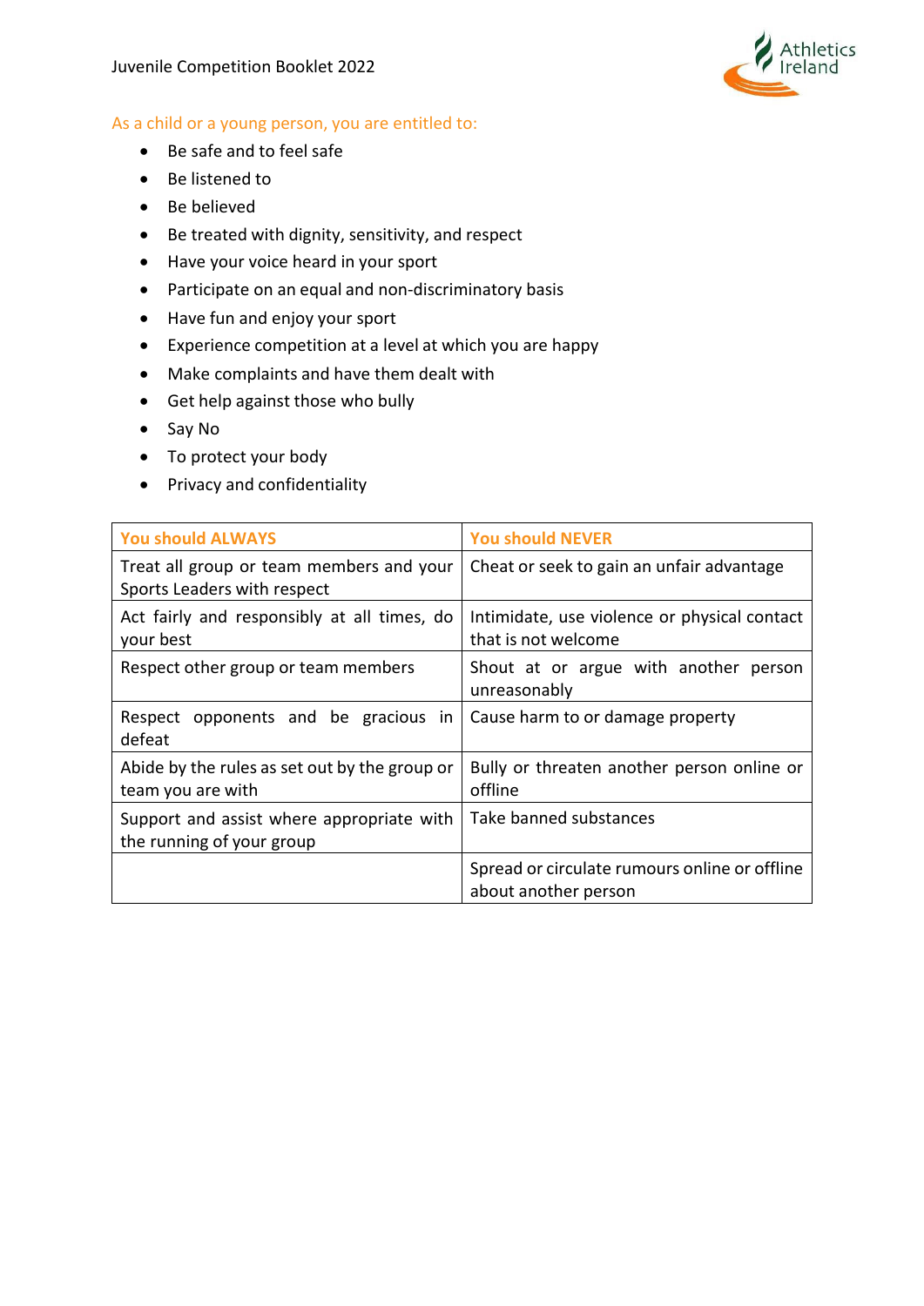As a child or a young person, you are entitled to:

- Be safe and to feel safe
- Be listened to
- Be believed
- Be treated with dignity, sensitivity, and respect
- Have your voice heard in your sport
- Participate on an equal and non-discriminatory basis
- Have fun and enjoy your sport
- Experience competition at a level at which you are happy
- Make complaints and have them dealt with
- Get help against those who bully
- Say No
- To protect your body
- Privacy and confidentiality

| You should ALWAYS | You should NEVER |
|---|---|
| Treat all group or team members and your Sports Leaders with respect | Cheat or seek to gain an unfair advantage |
| Act fairly and responsibly at all times, do your best | Intimidate, use violence or physical contact that is not welcome |
| Respect other group or team members | Shout at or argue with another person unreasonably |
| Respect opponents and be gracious in defeat | Cause harm to or damage property |
| Abide by the rules as set out by the group or team you are with | Bully or threaten another person online or offline |
| Support and assist where appropriate with the running of your group | Take banned substances |
| | Spread or circulate rumours online or offline about another person |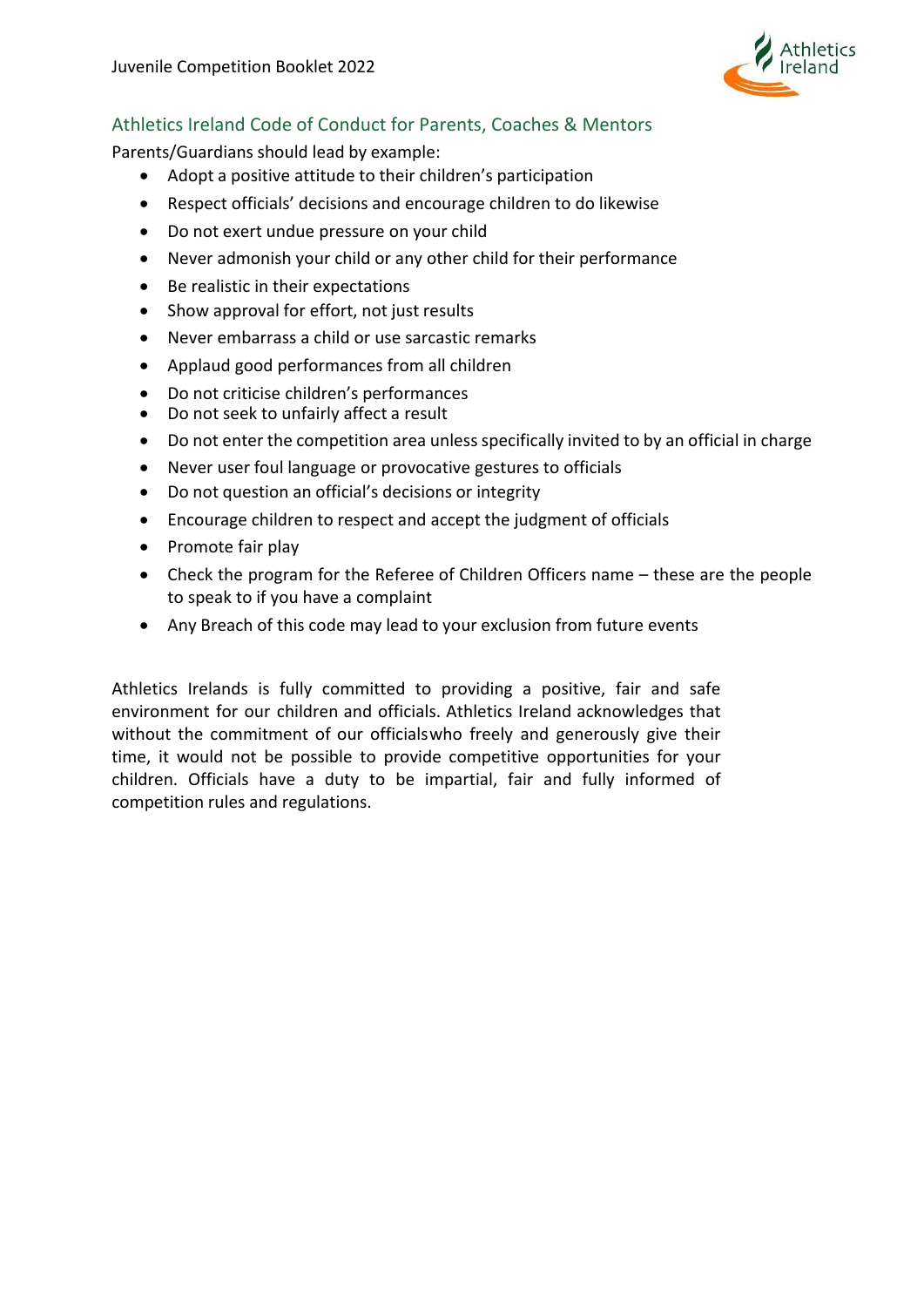## Athletics Ireland Code of Conduct for Parents, Coaches & Mentors

Parents/Guardians should lead by example:

- Adopt a positive attitude to their children's participation
- Respect officials' decisions and encourage children to do likewise
- Do not exert undue pressure on your child
- Never admonish your child or any other child for their performance
- Be realistic in their expectations
- Show approval for effort, not just results
- Never embarrass a child or use sarcastic remarks
- Applaud good performances from all children
- Do not criticise children's performances
- Do not seek to unfairly affect a result
- Do not enter the competition area unless specifically invited to by an official in charge
- Never user foul language or provocative gestures to officials
- Do not question an official's decisions or integrity
- Encourage children to respect and accept the judgment of officials
- Promote fair play
- Check the program for the Referee of Children Officers name – these are the people to speak to if you have a complaint
- Any Breach of this code may lead to your exclusion from future events

Athletics Irelands is fully committed to providing a positive, fair and safe environment for our children and officials. Athletics Ireland acknowledges that without the commitment of our officialswho freely and generously give their time, it would not be possible to provide competitive opportunities for your children. Officials have a duty to be impartial, fair and fully informed of competition rules and regulations.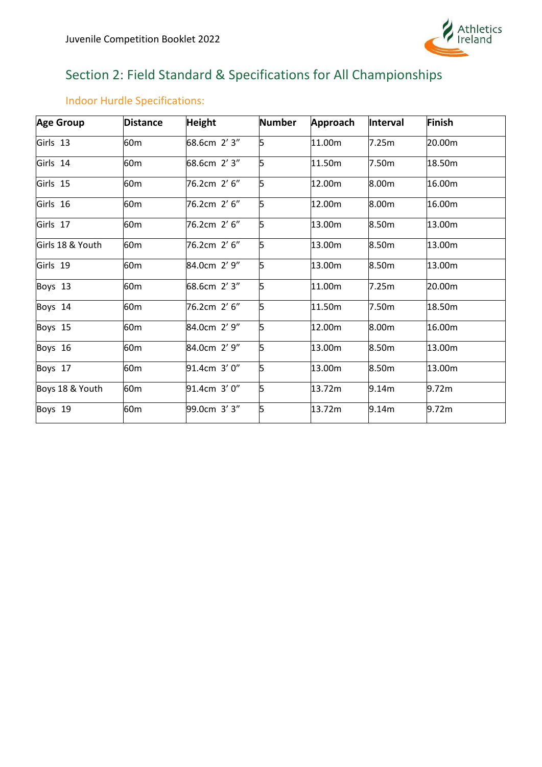## Section 2: Field Standard & Specifications for All Championships

### Indoor Hurdle Specifications:

| Age Group | Distance | Height | Number | Approach | Interval | Finish |
|---|---|---|---|---|---|---|
| Girls 13 | 60m | 68.6cm 2' 3" | 5 | 11.00m | 7.25m | 20.00m |
| Girls 14 | 60m | 68.6cm 2' 3" | 5 | 11.50m | 7.50m | 18.50m |
| Girls 15 | 60m | 76.2cm 2' 6" | 5 | 12.00m | 8.00m | 16.00m |
| Girls 16 | 60m | 76.2cm 2' 6" | 5 | 12.00m | 8.00m | 16.00m |
| Girls 17 | 60m | 76.2cm 2' 6" | 5 | 13.00m | 8.50m | 13.00m |
| Girls 18 & Youth | 60m | 76.2cm 2' 6" | 5 | 13.00m | 8.50m | 13.00m |
| Girls 19 | 60m | 84.0cm 2' 9" | 5 | 13.00m | 8.50m | 13.00m |
| Boys 13 | 60m | 68.6cm 2' 3" | 5 | 11.00m | 7.25m | 20.00m |
| Boys 14 | 60m | 76.2cm 2' 6" | 5 | 11.50m | 7.50m | 18.50m |
| Boys 15 | 60m | 84.0cm 2' 9" | 5 | 12.00m | 8.00m | 16.00m |
| Boys 16 | 60m | 84.0cm 2' 9" | 5 | 13.00m | 8.50m | 13.00m |
| Boys 17 | 60m | 91.4cm 3' 0" | 5 | 13.00m | 8.50m | 13.00m |
| Boys 18 & Youth | 60m | 91.4cm 3' 0" | 5 | 13.72m | 9.14m | 9.72m |
| Boys 19 | 60m | 99.0cm 3' 3" | 5 | 13.72m | 9.14m | 9.72m |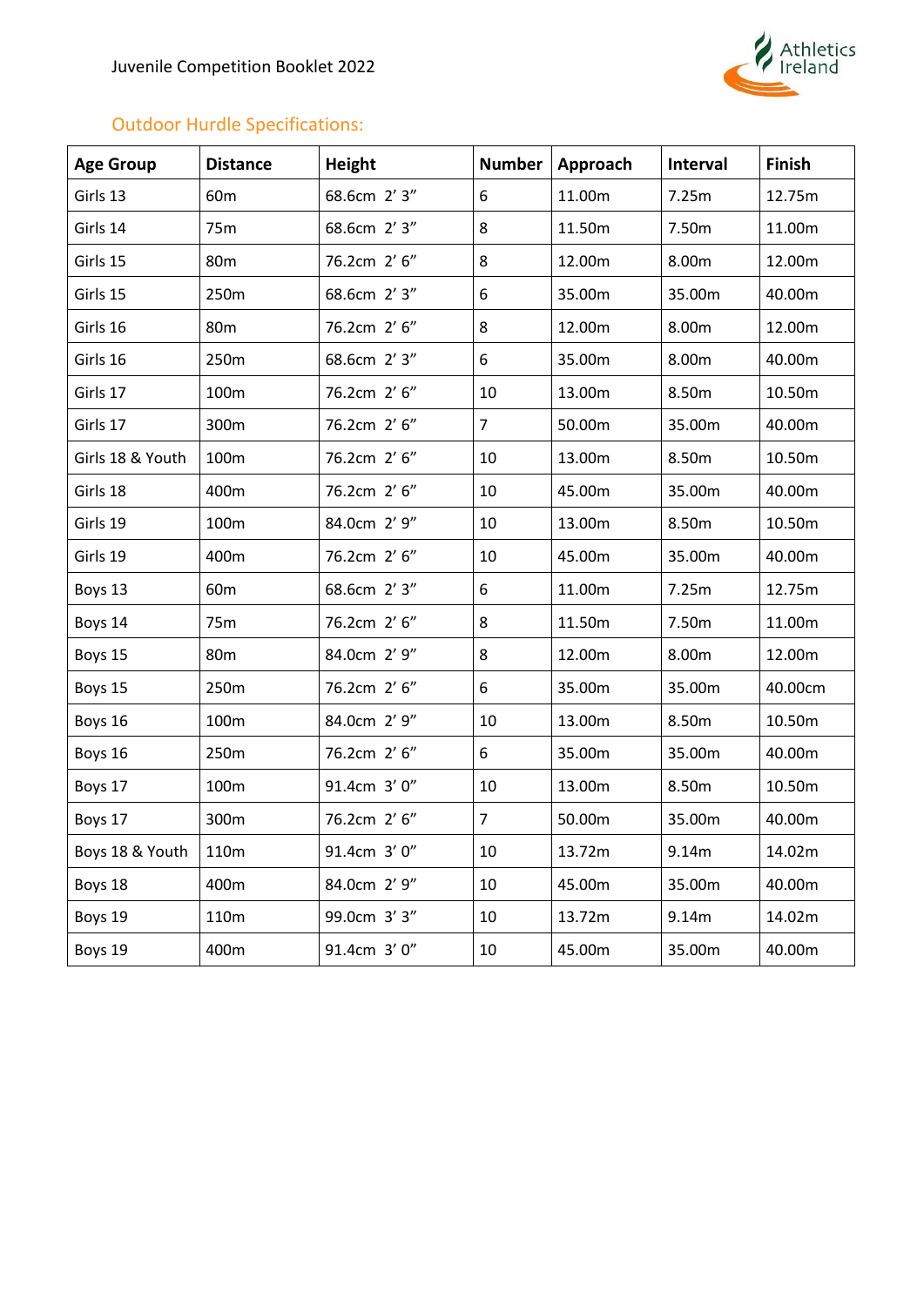## Outdoor Hurdle Specifications:

| Age Group | Distance | Height | Number | Approach | Interval | Finish |
|---|---|---|---|---|---|---|
| Girls 13 | 60m | 68.6cm 2' 3" | 6 | 11.00m | 7.25m | 12.75m |
| Girls 14 | 75m | 68.6cm 2' 3" | 8 | 11.50m | 7.50m | 11.00m |
| Girls 15 | 80m | 76.2cm 2' 6" | 8 | 12.00m | 8.00m | 12.00m |
| Girls 15 | 250m | 68.6cm 2' 3" | 6 | 35.00m | 35.00m | 40.00m |
| Girls 16 | 80m | 76.2cm 2' 6" | 8 | 12.00m | 8.00m | 12.00m |
| Girls 16 | 250m | 68.6cm 2' 3" | 6 | 35.00m | 8.00m | 40.00m |
| Girls 17 | 100m | 76.2cm 2' 6" | 10 | 13.00m | 8.50m | 10.50m |
| Girls 17 | 300m | 76.2cm 2' 6" | 7 | 50.00m | 35.00m | 40.00m |
| Girls 18 & Youth | 100m | 76.2cm 2' 6" | 10 | 13.00m | 8.50m | 10.50m |
| Girls 18 | 400m | 76.2cm 2' 6" | 10 | 45.00m | 35.00m | 40.00m |
| Girls 19 | 100m | 84.0cm 2' 9" | 10 | 13.00m | 8.50m | 10.50m |
| Girls 19 | 400m | 76.2cm 2' 6" | 10 | 45.00m | 35.00m | 40.00m |
| Boys 13 | 60m | 68.6cm 2' 3" | 6 | 11.00m | 7.25m | 12.75m |
| Boys 14 | 75m | 76.2cm 2' 6" | 8 | 11.50m | 7.50m | 11.00m |
| Boys 15 | 80m | 84.0cm 2' 9" | 8 | 12.00m | 8.00m | 12.00m |
| Boys 15 | 250m | 76.2cm 2' 6" | 6 | 35.00m | 35.00m | 40.00cm |
| Boys 16 | 100m | 84.0cm 2' 9" | 10 | 13.00m | 8.50m | 10.50m |
| Boys 16 | 250m | 76.2cm 2' 6" | 6 | 35.00m | 35.00m | 40.00m |
| Boys 17 | 100m | 91.4cm 3' 0" | 10 | 13.00m | 8.50m | 10.50m |
| Boys 17 | 300m | 76.2cm 2' 6" | 7 | 50.00m | 35.00m | 40.00m |
| Boys 18 & Youth | 110m | 91.4cm 3' 0" | 10 | 13.72m | 9.14m | 14.02m |
| Boys 18 | 400m | 84.0cm 2' 9" | 10 | 45.00m | 35.00m | 40.00m |
| Boys 19 | 110m | 99.0cm 3' 3" | 10 | 13.72m | 9.14m | 14.02m |
| Boys 19 | 400m | 91.4cm 3' 0" | 10 | 45.00m | 35.00m | 40.00m |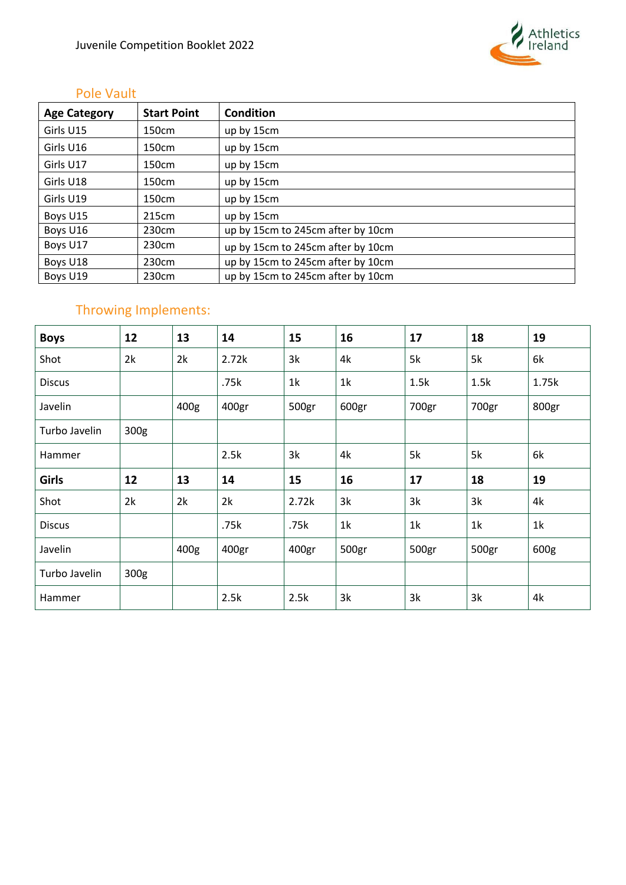## Pole Vault

| Age Category | Start Point | Condition |
|---|---|---|
| Girls U15 | 150cm | up by 15cm |
| Girls U16 | 150cm | up by 15cm |
| Girls U17 | 150cm | up by 15cm |
| Girls U18 | 150cm | up by 15cm |
| Girls U19 | 150cm | up by 15cm |
| Boys U15 | 215cm | up by 15cm |
| Boys U16 | 230cm | up by 15cm to 245cm after by 10cm |
| Boys U17 | 230cm | up by 15cm to 245cm after by 10cm |
| Boys U18 | 230cm | up by 15cm to 245cm after by 10cm |
| Boys U19 | 230cm | up by 15cm to 245cm after by 10cm |

## Throwing Implements:

| **Boys** | **12** | **13** | **14** | **15** | **16** | **17** | **18** | **19** |
|---|---|---|---|---|---|---|---|---|
| Shot | 2k | 2k | 2.72k | 3k | 4k | 5k | 5k | 6k |
| Discus | | | .75k | 1k | 1k | 1.5k | 1.5k | 1.75k |
| Javelin | | 400g | 400gr | 500gr | 600gr | 700gr | 700gr | 800gr |
| Turbo Javelin | 300g | | | | | | | |
| Hammer | | | 2.5k | 3k | 4k | 5k | 5k | 6k |
| **Girls** | **12** | **13** | **14** | **15** | **16** | **17** | **18** | **19** |
| Shot | 2k | 2k | 2k | 2.72k | 3k | 3k | 3k | 4k |
| Discus | | | .75k | .75k | 1k | 1k | 1k | 1k |
| Javelin | | 400g | 400gr | 400gr | 500gr | 500gr | 500gr | 600g |
| Turbo Javelin | 300g | | | | | | | |
| Hammer | | | 2.5k | 2.5k | 3k | 3k | 3k | 4k |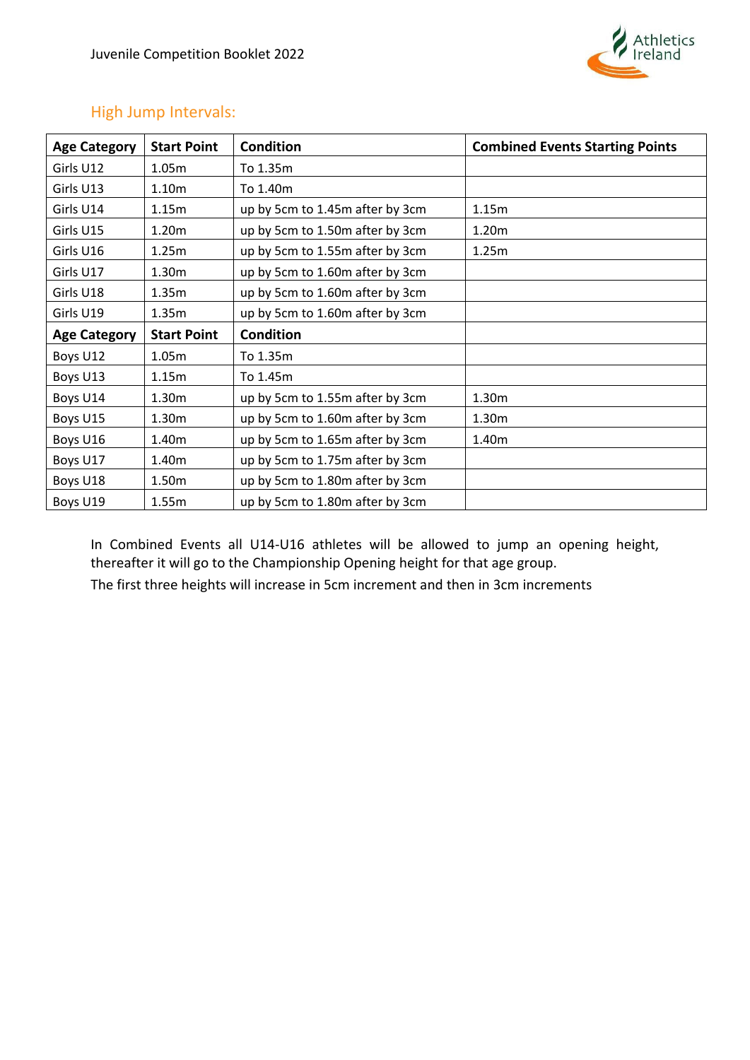## High Jump Intervals:

| Age Category | Start Point | Condition | Combined Events Starting Points |
|---|---|---|---|
| Girls U12 | 1.05m | To 1.35m | |
| Girls U13 | 1.10m | To 1.40m | |
| Girls U14 | 1.15m | up by 5cm to 1.45m after by 3cm | 1.15m |
| Girls U15 | 1.20m | up by 5cm to 1.50m after by 3cm | 1.20m |
| Girls U16 | 1.25m | up by 5cm to 1.55m after by 3cm | 1.25m |
| Girls U17 | 1.30m | up by 5cm to 1.60m after by 3cm | |
| Girls U18 | 1.35m | up by 5cm to 1.60m after by 3cm | |
| Girls U19 | 1.35m | up by 5cm to 1.60m after by 3cm | |
| **Age Category** | **Start Point** | **Condition** | |
| Boys U12 | 1.05m | To 1.35m | |
| Boys U13 | 1.15m | To 1.45m | |
| Boys U14 | 1.30m | up by 5cm to 1.55m after by 3cm | 1.30m |
| Boys U15 | 1.30m | up by 5cm to 1.60m after by 3cm | 1.30m |
| Boys U16 | 1.40m | up by 5cm to 1.65m after by 3cm | 1.40m |
| Boys U17 | 1.40m | up by 5cm to 1.75m after by 3cm | |
| Boys U18 | 1.50m | up by 5cm to 1.80m after by 3cm | |
| Boys U19 | 1.55m | up by 5cm to 1.80m after by 3cm | |

In Combined Events all U14-U16 athletes will be allowed to jump an opening height, thereafter it will go to the Championship Opening height for that age group.

The first three heights will increase in 5cm increment and then in 3cm increments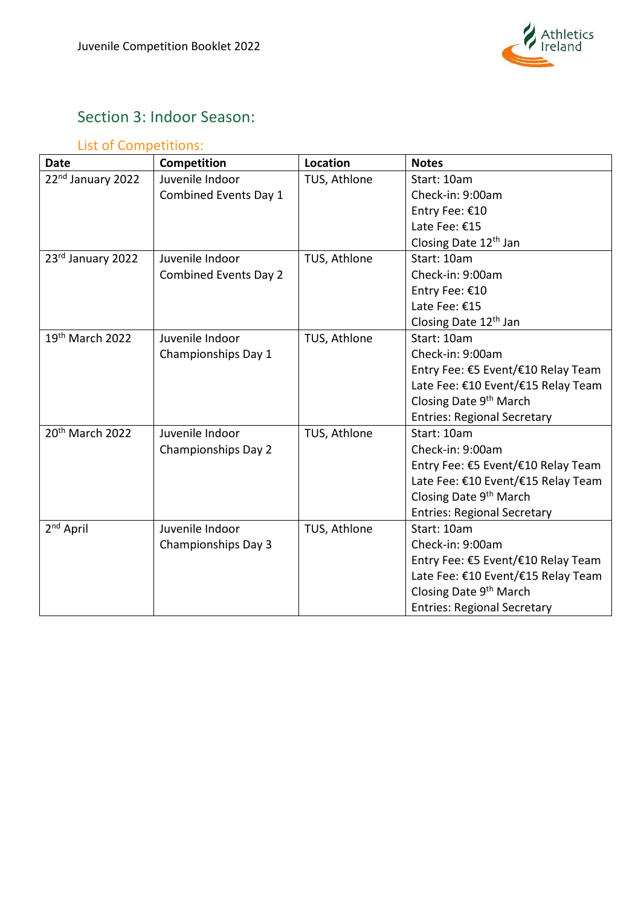## Section 3: Indoor Season:

### List of Competitions:

| Date | Competition | Location | Notes |
|---|---|---|---|
| 22nd January 2022 | Juvenile Indoor Combined Events Day 1 | TUS, Athlone | Start: 10am<br>Check-in: 9:00am<br>Entry Fee: €10<br>Late Fee: €15<br>Closing Date 12th Jan |
| 23rd January 2022 | Juvenile Indoor Combined Events Day 2 | TUS, Athlone | Start: 10am<br>Check-in: 9:00am<br>Entry Fee: €10<br>Late Fee: €15<br>Closing Date 12th Jan |
| 19th March 2022 | Juvenile Indoor Championships Day 1 | TUS, Athlone | Start: 10am<br>Check-in: 9:00am<br>Entry Fee: €5 Event/€10 Relay Team<br>Late Fee: €10 Event/€15 Relay Team<br>Closing Date 9th March<br>Entries: Regional Secretary |
| 20th March 2022 | Juvenile Indoor Championships Day 2 | TUS, Athlone | Start: 10am<br>Check-in: 9:00am<br>Entry Fee: €5 Event/€10 Relay Team<br>Late Fee: €10 Event/€15 Relay Team<br>Closing Date 9th March<br>Entries: Regional Secretary |
| 2nd April | Juvenile Indoor Championships Day 3 | TUS, Athlone | Start: 10am<br>Check-in: 9:00am<br>Entry Fee: €5 Event/€10 Relay Team<br>Late Fee: €10 Event/€15 Relay Team<br>Closing Date 9th March<br>Entries: Regional Secretary |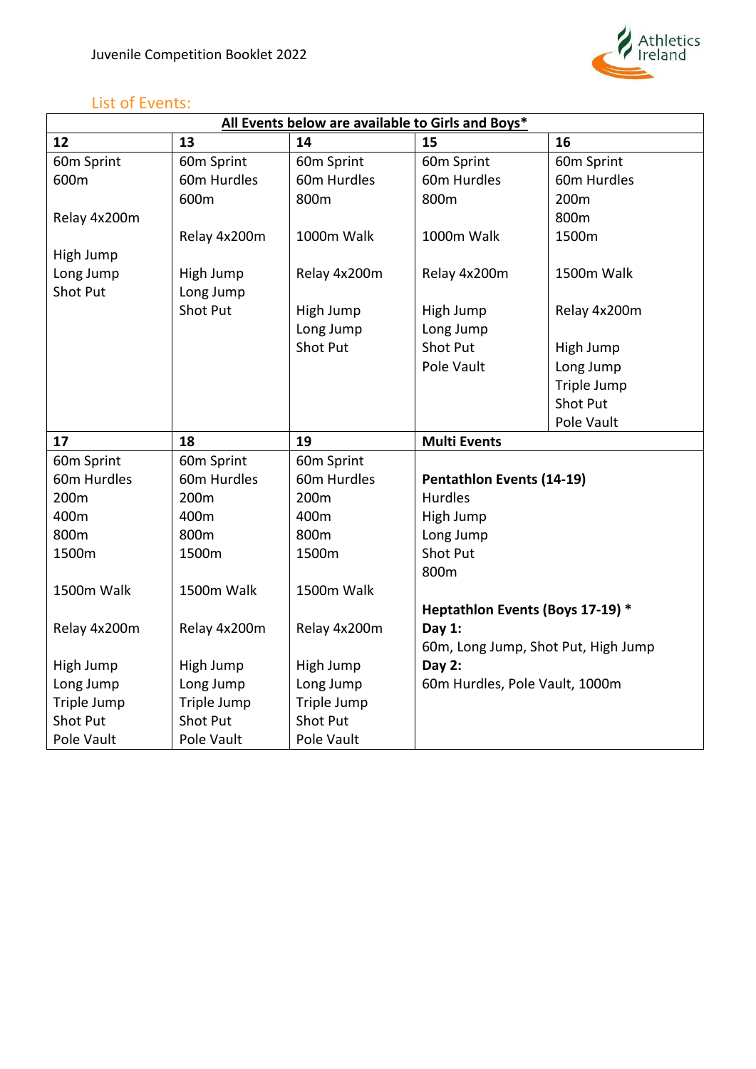## List of Events:

| All Events below are available to Girls and Boys* | | | | |
|---|---|---|---|---|
| **12** | **13** | **14** | **15** | **16** |
| 60m Sprint<br>600m<br><br>Relay 4x200m<br><br>High Jump<br>Long Jump<br>Shot Put | 60m Sprint<br>60m Hurdles<br>600m<br><br>Relay 4x200m<br><br>High Jump<br>Long Jump<br>Shot Put | 60m Sprint<br>60m Hurdles<br>800m<br><br>1000m Walk<br><br>Relay 4x200m<br><br>High Jump<br>Long Jump<br>Shot Put | 60m Sprint<br>60m Hurdles<br>800m<br><br>1000m Walk<br><br>Relay 4x200m<br><br>High Jump<br>Long Jump<br>Shot Put<br>Pole Vault | 60m Sprint<br>60m Hurdles<br>200m<br>800m<br>1500m<br><br>1500m Walk<br><br>Relay 4x200m<br><br>High Jump<br>Long Jump<br>Triple Jump<br>Shot Put<br>Pole Vault |
| **17** | **18** | **19** | **Multi Events** | |
| 60m Sprint<br>60m Hurdles<br>200m<br>400m<br>800m<br>1500m<br><br>1500m Walk<br><br>Relay 4x200m<br><br>High Jump<br>Long Jump<br>Triple Jump<br>Shot Put<br>Pole Vault | 60m Sprint<br>60m Hurdles<br>200m<br>400m<br>800m<br>1500m<br><br>1500m Walk<br><br>Relay 4x200m<br><br>High Jump<br>Long Jump<br>Triple Jump<br>Shot Put<br>Pole Vault | 60m Sprint<br>60m Hurdles<br>200m<br>400m<br>800m<br>1500m<br><br>1500m Walk<br><br>Relay 4x200m<br><br>High Jump<br>Long Jump<br>Triple Jump<br>Shot Put<br>Pole Vault | **Pentathlon Events (14-19)**<br>Hurdles<br>High Jump<br>Long Jump<br>Shot Put<br>800m<br><br>**Heptathlon Events (Boys 17-19) ***<br>**Day 1:**<br>60m, Long Jump, Shot Put, High Jump<br>**Day 2:**<br>60m Hurdles, Pole Vault, 1000m | |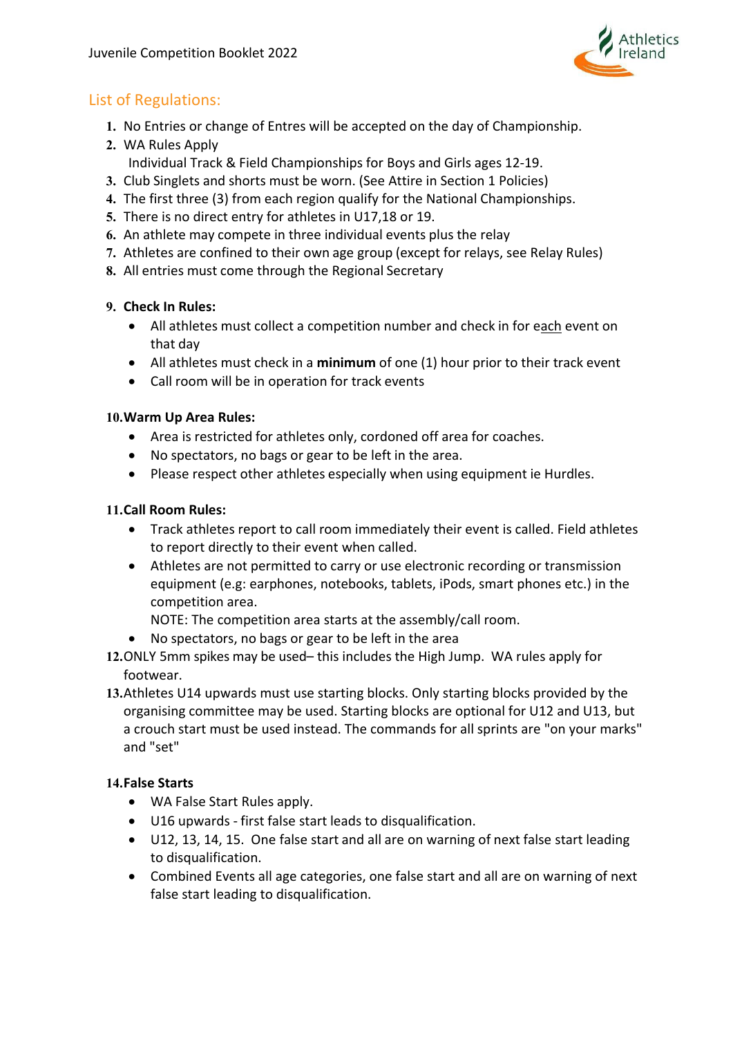## List of Regulations:

1. No Entries or change of Entres will be accepted on the day of Championship.
2. WA Rules Apply
   Individual Track & Field Championships for Boys and Girls ages 12-19.
3. Club Singlets and shorts must be worn. (See Attire in Section 1 Policies)
4. The first three (3) from each region qualify for the National Championships.
5. There is no direct entry for athletes in U17,18 or 19.
6. An athlete may compete in three individual events plus the relay
7. Athletes are confined to their own age group (except for relays, see Relay Rules)
8. All entries must come through the Regional Secretary

9. **Check In Rules:**
   - All athletes must collect a competition number and check in for each event on that day
   - All athletes must check in a **minimum** of one (1) hour prior to their track event
   - Call room will be in operation for track events

10. **Warm Up Area Rules:**
    - Area is restricted for athletes only, cordoned off area for coaches.
    - No spectators, no bags or gear to be left in the area.
    - Please respect other athletes especially when using equipment ie Hurdles.

11. **Call Room Rules:**
    - Track athletes report to call room immediately their event is called. Field athletes to report directly to their event when called.
    - Athletes are not permitted to carry or use electronic recording or transmission equipment (e.g: earphones, notebooks, tablets, iPods, smart phones etc.) in the competition area.
      NOTE: The competition area starts at the assembly/call room.
    - No spectators, no bags or gear to be left in the area
12. ONLY 5mm spikes may be used– this includes the High Jump. WA rules apply for footwear.
13. Athletes U14 upwards must use starting blocks. Only starting blocks provided by the organising committee may be used. Starting blocks are optional for U12 and U13, but a crouch start must be used instead. The commands for all sprints are "on your marks" and "set"

14. **False Starts**
    - WA False Start Rules apply.
    - U16 upwards - first false start leads to disqualification.
    - U12, 13, 14, 15. One false start and all are on warning of next false start leading to disqualification.
    - Combined Events all age categories, one false start and all are on warning of next false start leading to disqualification.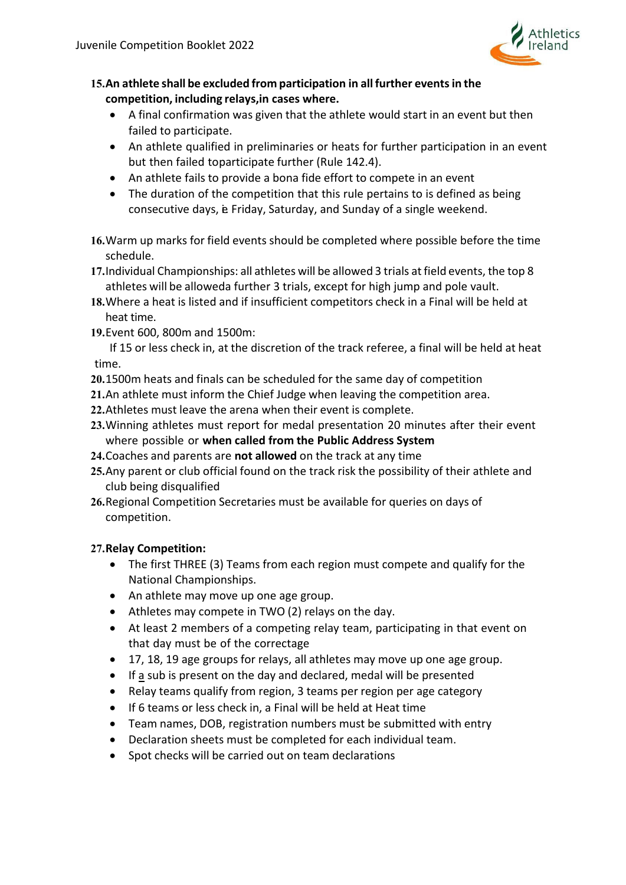15. **An athlete shall be excluded from participation in all further events in the competition, including relays, in cases where.**
    - A final confirmation was given that the athlete would start in an event but then failed to participate.
    - An athlete qualified in preliminaries or heats for further participation in an event but then failed toparticipate further (Rule 142.4).
    - An athlete fails to provide a bona fide effort to compete in an event
    - The duration of the competition that this rule pertains to is defined as being consecutive days, ie Friday, Saturday, and Sunday of a single weekend.

16. Warm up marks for field events should be completed where possible before the time schedule.
17. Individual Championships: all athletes will be allowed 3 trials at field events, the top 8 athletes will be alloweda further 3 trials, except for high jump and pole vault.
18. Where a heat is listed and if insufficient competitors check in a Final will be held at heat time.
19. Event 600, 800m and 1500m:
    If 15 or less check in, at the discretion of the track referee, a final will be held at heat time.
20. 1500m heats and finals can be scheduled for the same day of competition
21. An athlete must inform the Chief Judge when leaving the competition area.
22. Athletes must leave the arena when their event is complete.
23. Winning athletes must report for medal presentation 20 minutes after their event where possible or **when called from the Public Address System**
24. Coaches and parents are **not allowed** on the track at any time
25. Any parent or club official found on the track risk the possibility of their athlete and club being disqualified
26. Regional Competition Secretaries must be available for queries on days of competition.

27. **Relay Competition:**
    - The first THREE (3) Teams from each region must compete and qualify for the National Championships.
    - An athlete may move up one age group.
    - Athletes may compete in TWO (2) relays on the day.
    - At least 2 members of a competing relay team, participating in that event on that day must be of the correctage
    - 17, 18, 19 age groups for relays, all athletes may move up one age group.
    - If a sub is present on the day and declared, medal will be presented
    - Relay teams qualify from region, 3 teams per region per age category
    - If 6 teams or less check in, a Final will be held at Heat time
    - Team names, DOB, registration numbers must be submitted with entry
    - Declaration sheets must be completed for each individual team.
    - Spot checks will be carried out on team declarations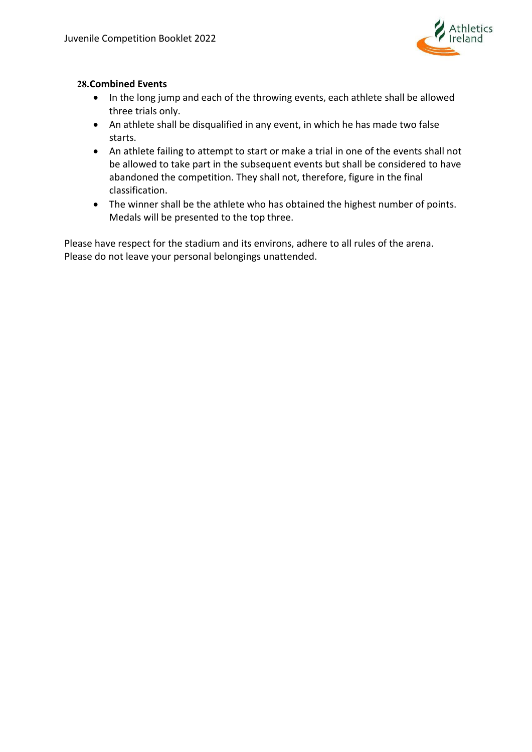## 28. Combined Events

- In the long jump and each of the throwing events, each athlete shall be allowed three trials only.
- An athlete shall be disqualified in any event, in which he has made two false starts.
- An athlete failing to attempt to start or make a trial in one of the events shall not be allowed to take part in the subsequent events but shall be considered to have abandoned the competition. They shall not, therefore, figure in the final classification.
- The winner shall be the athlete who has obtained the highest number of points. Medals will be presented to the top three.

Please have respect for the stadium and its environs, adhere to all rules of the arena. Please do not leave your personal belongings unattended.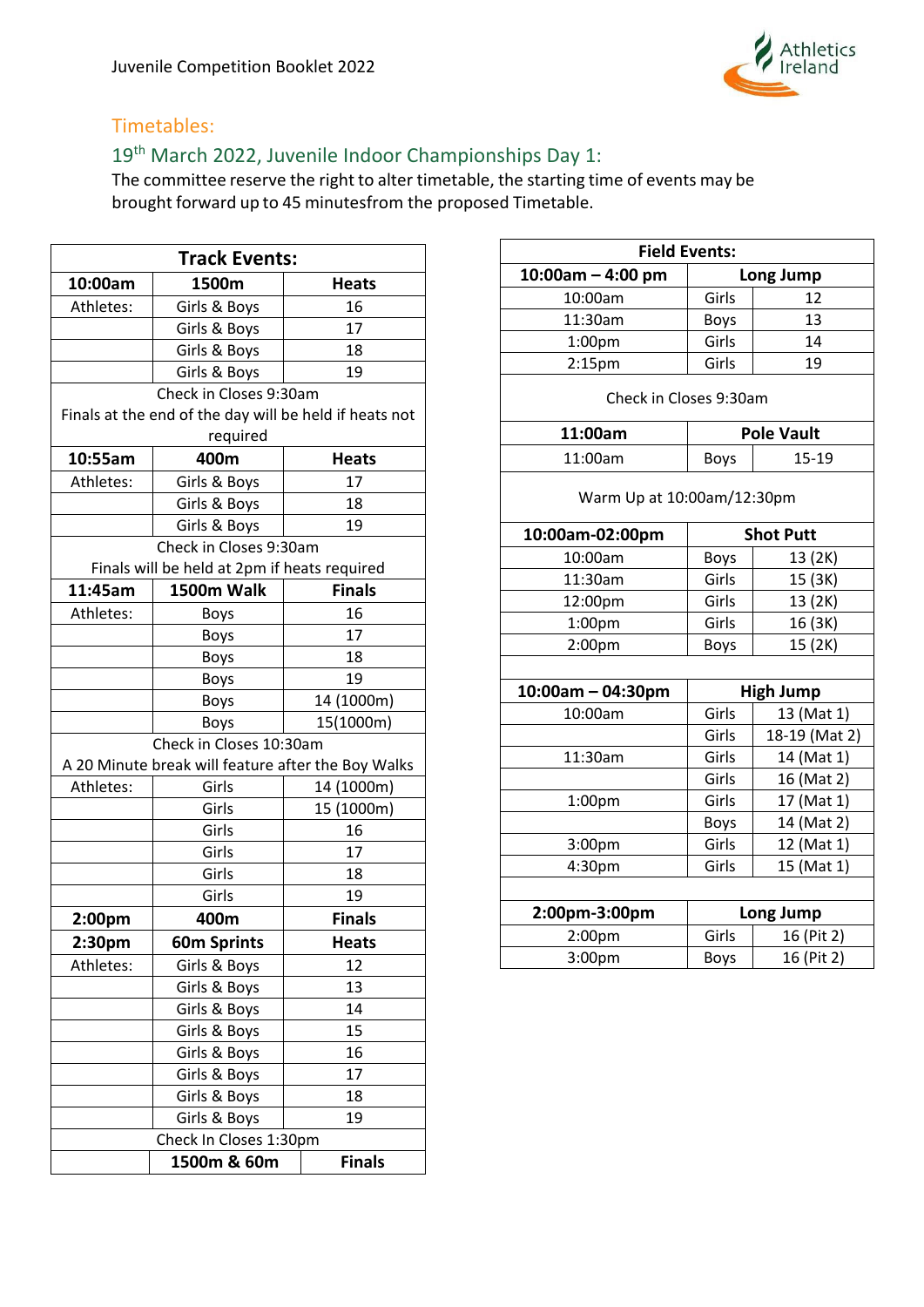## Timetables:

### 19th March 2022, Juvenile Indoor Championships Day 1:

The committee reserve the right to alter timetable, the starting time of events may be brought forward up to 45 minutesfrom the proposed Timetable.

| Track Events: | | |
|---|---|---|
| **10:00am** | **1500m** | **Heats** |
| Athletes: | Girls & Boys | 16 |
| | Girls & Boys | 17 |
| | Girls & Boys | 18 |
| | Girls & Boys | 19 |
| Check in Closes 9:30am<br>Finals at the end of the day will be held if heats not required | | |
| **10:55am** | **400m** | **Heats** |
| Athletes: | Girls & Boys | 17 |
| | Girls & Boys | 18 |
| | Girls & Boys | 19 |
| Check in Closes 9:30am<br>Finals will be held at 2pm if heats required | | |
| **11:45am** | **1500m Walk** | **Finals** |
| Athletes: | Boys | 16 |
| | Boys | 17 |
| | Boys | 18 |
| | Boys | 19 |
| | Boys | 14 (1000m) |
| | Boys | 15(1000m) |
| Check in Closes 10:30am<br>A 20 Minute break will feature after the Boy Walks | | |
| Athletes: | Girls | 14 (1000m) |
| | Girls | 15 (1000m) |
| | Girls | 16 |
| | Girls | 17 |
| | Girls | 18 |
| | Girls | 19 |
| **2:00pm** | **400m** | **Finals** |
| **2:30pm** | **60m Sprints** | **Heats** |
| Athletes: | Girls & Boys | 12 |
| | Girls & Boys | 13 |
| | Girls & Boys | 14 |
| | Girls & Boys | 15 |
| | Girls & Boys | 16 |
| | Girls & Boys | 17 |
| | Girls & Boys | 18 |
| | Girls & Boys | 19 |
| Check In Closes 1:30pm | | |
| | **1500m & 60m** | **Finals** |

| Field Events: | | |
|---|---|---|
| **10:00am – 4:00 pm** | **Long Jump** | |
| 10:00am | Girls | 12 |
| 11:30am | Boys | 13 |
| 1:00pm | Girls | 14 |
| 2:15pm | Girls | 19 |
| Check in Closes 9:30am | | |
| **11:00am** | **Pole Vault** | |
| 11:00am | Boys | 15-19 |
| Warm Up at 10:00am/12:30pm | | |
| **10:00am-02:00pm** | **Shot Putt** | |
| 10:00am | Boys | 13 (2K) |
| 11:30am | Girls | 15 (3K) |
| 12:00pm | Girls | 13 (2K) |
| 1:00pm | Girls | 16 (3K) |
| 2:00pm | Boys | 15 (2K) |
| | | |
| **10:00am – 04:30pm** | **High Jump** | |
| 10:00am | Girls | 13 (Mat 1) |
| | Girls | 18-19 (Mat 2) |
| 11:30am | Girls | 14 (Mat 1) |
| | Girls | 16 (Mat 2) |
| 1:00pm | Girls | 17 (Mat 1) |
| | Boys | 14 (Mat 2) |
| 3:00pm | Girls | 12 (Mat 1) |
| 4:30pm | Girls | 15 (Mat 1) |
| | | |
| **2:00pm-3:00pm** | **Long Jump** | |
| 2:00pm | Girls | 16 (Pit 2) |
| 3:00pm | Boys | 16 (Pit 2) |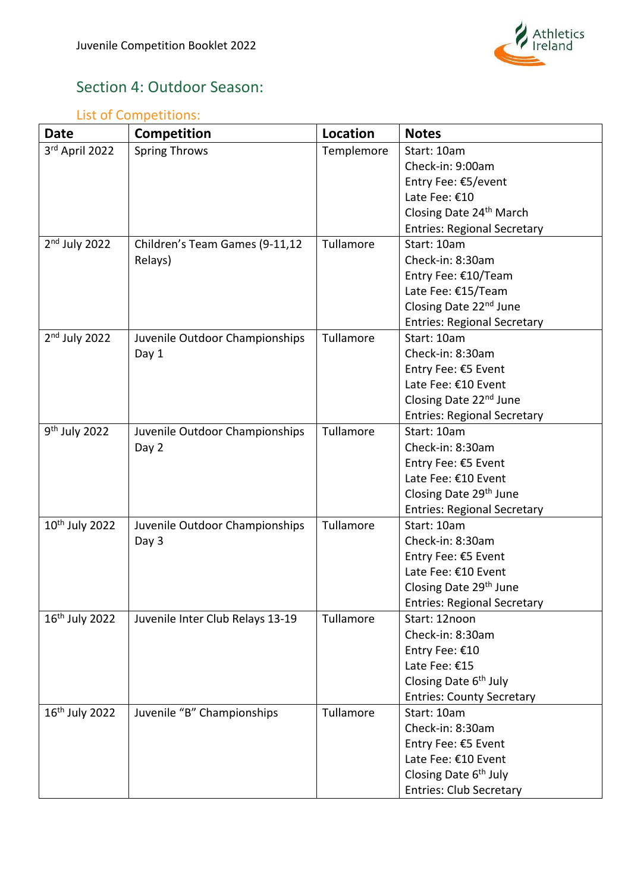## Section 4: Outdoor Season:

### List of Competitions:

| Date | Competition | Location | Notes |
|---|---|---|---|
| 3rd April 2022 | Spring Throws | Templemore | Start: 10am<br>Check-in: 9:00am<br>Entry Fee: €5/event<br>Late Fee: €10<br>Closing Date 24th March<br>Entries: Regional Secretary |
| 2nd July 2022 | Children's Team Games (9-11,12 Relays) | Tullamore | Start: 10am<br>Check-in: 8:30am<br>Entry Fee: €10/Team<br>Late Fee: €15/Team<br>Closing Date 22nd June<br>Entries: Regional Secretary |
| 2nd July 2022 | Juvenile Outdoor Championships Day 1 | Tullamore | Start: 10am<br>Check-in: 8:30am<br>Entry Fee: €5 Event<br>Late Fee: €10 Event<br>Closing Date 22nd June<br>Entries: Regional Secretary |
| 9th July 2022 | Juvenile Outdoor Championships Day 2 | Tullamore | Start: 10am<br>Check-in: 8:30am<br>Entry Fee: €5 Event<br>Late Fee: €10 Event<br>Closing Date 29th June<br>Entries: Regional Secretary |
| 10th July 2022 | Juvenile Outdoor Championships Day 3 | Tullamore | Start: 10am<br>Check-in: 8:30am<br>Entry Fee: €5 Event<br>Late Fee: €10 Event<br>Closing Date 29th June<br>Entries: Regional Secretary |
| 16th July 2022 | Juvenile Inter Club Relays 13-19 | Tullamore | Start: 12noon<br>Check-in: 8:30am<br>Entry Fee: €10<br>Late Fee: €15<br>Closing Date 6th July<br>Entries: County Secretary |
| 16th July 2022 | Juvenile "B" Championships | Tullamore | Start: 10am<br>Check-in: 8:30am<br>Entry Fee: €5 Event<br>Late Fee: €10 Event<br>Closing Date 6th July<br>Entries: Club Secretary |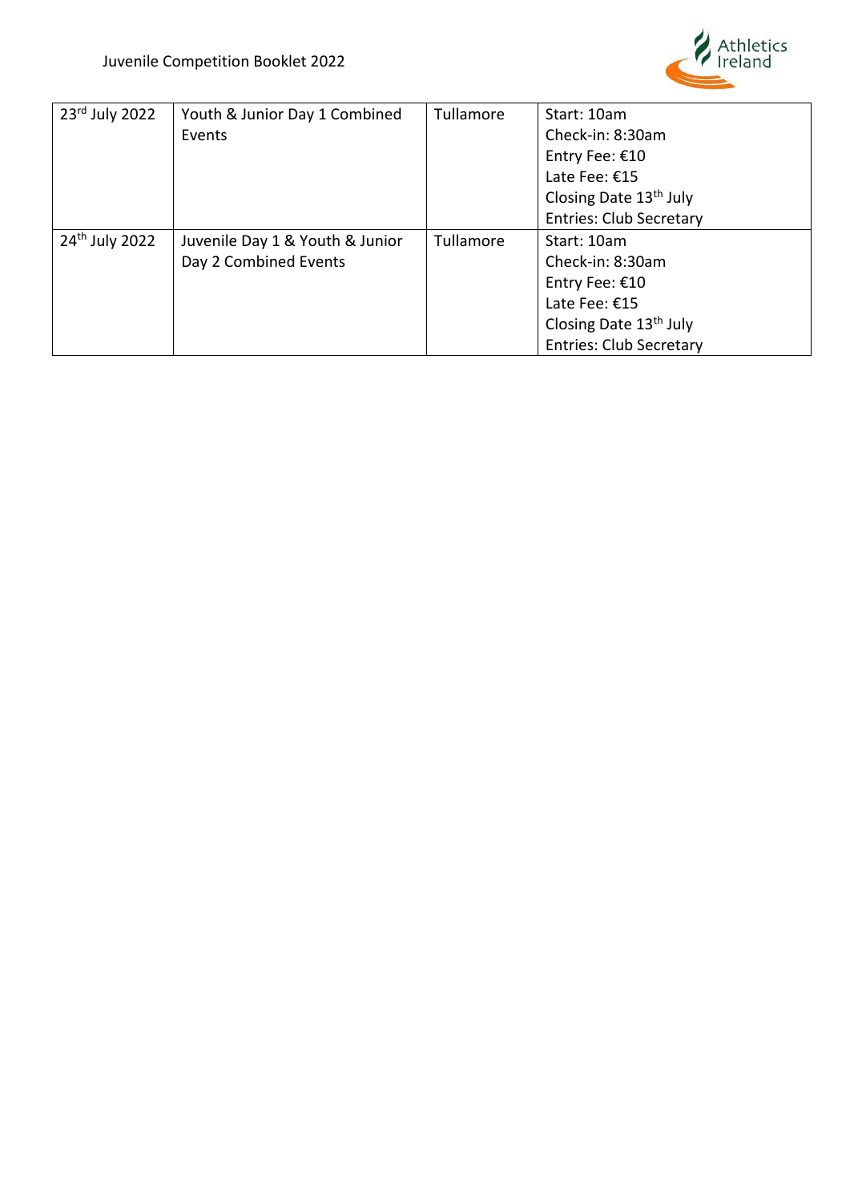| | | | |
|---|---|---|---|
| 23rd July 2022 | Youth & Junior Day 1 Combined Events | Tullamore | Start: 10am<br>Check-in: 8:30am<br>Entry Fee: €10<br>Late Fee: €15<br>Closing Date 13th July<br>Entries: Club Secretary |
| 24th July 2022 | Juvenile Day 1 & Youth & Junior Day 2 Combined Events | Tullamore | Start: 10am<br>Check-in: 8:30am<br>Entry Fee: €10<br>Late Fee: €15<br>Closing Date 13th July<br>Entries: Club Secretary |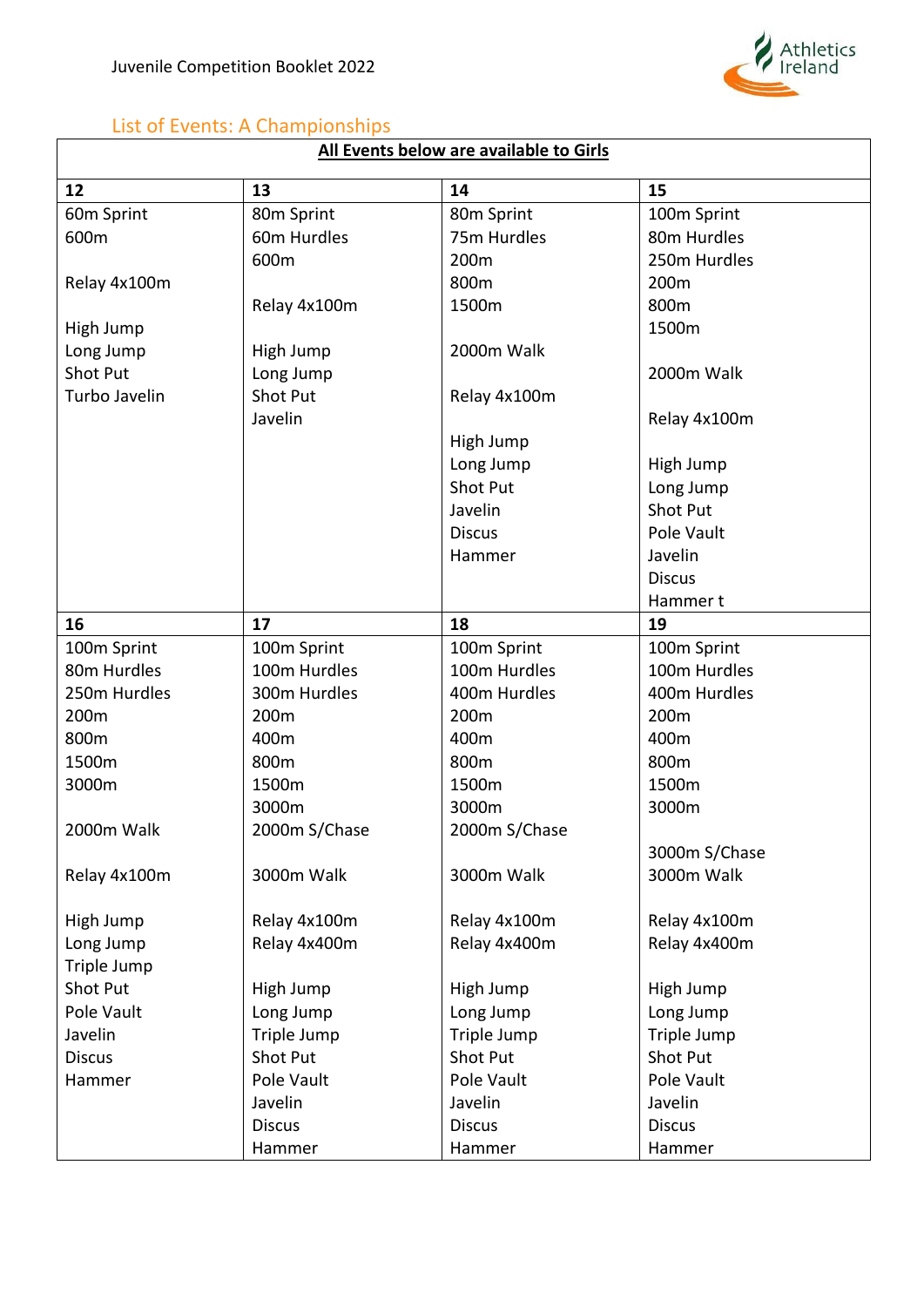## List of Events: A Championships

**All Events below are available to Girls**

| 12 | 13 | 14 | 15 |
|---|---|---|---|
| 60m Sprint<br>600m<br><br>Relay 4x100m<br><br>High Jump<br>Long Jump<br>Shot Put<br>Turbo Javelin | 80m Sprint<br>60m Hurdles<br>600m<br><br>Relay 4x100m<br><br>High Jump<br>Long Jump<br>Shot Put<br>Javelin | 80m Sprint<br>75m Hurdles<br>200m<br>800m<br>1500m<br><br>2000m Walk<br><br>Relay 4x100m<br><br>High Jump<br>Long Jump<br>Shot Put<br>Javelin<br>Discus<br>Hammer | 100m Sprint<br>80m Hurdles<br>250m Hurdles<br>200m<br>800m<br>1500m<br><br>2000m Walk<br><br>Relay 4x100m<br><br>High Jump<br>Long Jump<br>Shot Put<br>Pole Vault<br>Javelin<br>Discus<br>Hammer t |
| **16** | **17** | **18** | **19** |
| 100m Sprint<br>80m Hurdles<br>250m Hurdles<br>200m<br>800m<br>1500m<br>3000m<br><br>2000m Walk<br><br>Relay 4x100m<br><br>High Jump<br>Long Jump<br>Triple Jump<br>Shot Put<br>Pole Vault<br>Javelin<br>Discus<br>Hammer | 100m Sprint<br>100m Hurdles<br>300m Hurdles<br>200m<br>400m<br>800m<br>1500m<br>3000m<br>2000m S/Chase<br><br>3000m Walk<br><br>Relay 4x100m<br>Relay 4x400m<br><br>High Jump<br>Long Jump<br>Triple Jump<br>Shot Put<br>Pole Vault<br>Javelin<br>Discus<br>Hammer | 100m Sprint<br>100m Hurdles<br>400m Hurdles<br>200m<br>400m<br>800m<br>1500m<br>3000m<br>2000m S/Chase<br><br>3000m Walk<br><br>Relay 4x100m<br>Relay 4x400m<br><br>High Jump<br>Long Jump<br>Triple Jump<br>Shot Put<br>Pole Vault<br>Javelin<br>Discus<br>Hammer | 100m Sprint<br>100m Hurdles<br>400m Hurdles<br>200m<br>400m<br>800m<br>1500m<br>3000m<br><br>3000m S/Chase<br>3000m Walk<br><br>Relay 4x100m<br>Relay 4x400m<br><br>High Jump<br>Long Jump<br>Triple Jump<br>Shot Put<br>Pole Vault<br>Javelin<br>Discus<br>Hammer |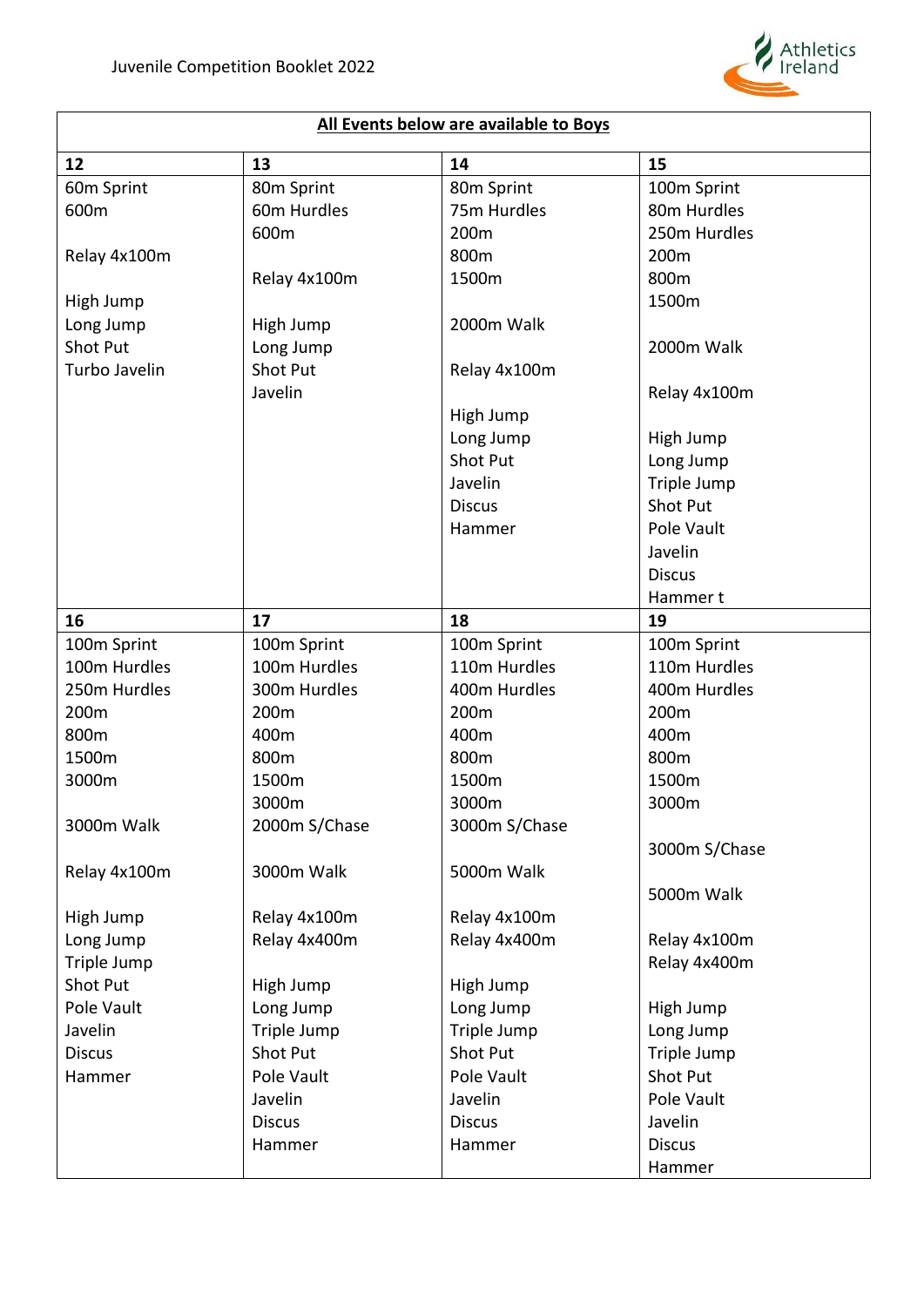| All Events below are available to Boys | | | |
|---|---|---|---|
| **12** | **13** | **14** | **15** |
| 60m Sprint<br>600m<br><br>Relay 4x100m<br><br>High Jump<br>Long Jump<br>Shot Put<br>Turbo Javelin | 80m Sprint<br>60m Hurdles<br>600m<br><br>Relay 4x100m<br><br>High Jump<br>Long Jump<br>Shot Put<br>Javelin | 80m Sprint<br>75m Hurdles<br>200m<br>800m<br>1500m<br><br>2000m Walk<br><br>Relay 4x100m<br><br>High Jump<br>Long Jump<br>Shot Put<br>Javelin<br>Discus<br>Hammer | 100m Sprint<br>80m Hurdles<br>250m Hurdles<br>200m<br>800m<br>1500m<br><br>2000m Walk<br><br>Relay 4x100m<br><br>High Jump<br>Long Jump<br>Triple Jump<br>Shot Put<br>Pole Vault<br>Javelin<br>Discus<br>Hammer t |
| **16** | **17** | **18** | **19** |
| 100m Sprint<br>100m Hurdles<br>250m Hurdles<br>200m<br>800m<br>1500m<br>3000m<br><br>3000m Walk<br><br>Relay 4x100m<br><br>High Jump<br>Long Jump<br>Triple Jump<br>Shot Put<br>Pole Vault<br>Javelin<br>Discus<br>Hammer | 100m Sprint<br>100m Hurdles<br>300m Hurdles<br>200m<br>400m<br>800m<br>1500m<br>3000m<br>2000m S/Chase<br><br>3000m Walk<br><br>Relay 4x100m<br>Relay 4x400m<br><br>High Jump<br>Long Jump<br>Triple Jump<br>Shot Put<br>Pole Vault<br>Javelin<br>Discus<br>Hammer | 100m Sprint<br>110m Hurdles<br>400m Hurdles<br>200m<br>400m<br>800m<br>1500m<br>3000m<br>3000m S/Chase<br><br>5000m Walk<br><br>Relay 4x100m<br>Relay 4x400m<br><br>High Jump<br>Long Jump<br>Triple Jump<br>Shot Put<br>Pole Vault<br>Javelin<br>Discus<br>Hammer | 100m Sprint<br>110m Hurdles<br>400m Hurdles<br>200m<br>400m<br>800m<br>1500m<br>3000m<br><br>3000m S/Chase<br><br>5000m Walk<br><br>Relay 4x100m<br>Relay 4x400m<br><br>High Jump<br>Long Jump<br>Triple Jump<br>Shot Put<br>Pole Vault<br>Javelin<br>Discus<br>Hammer |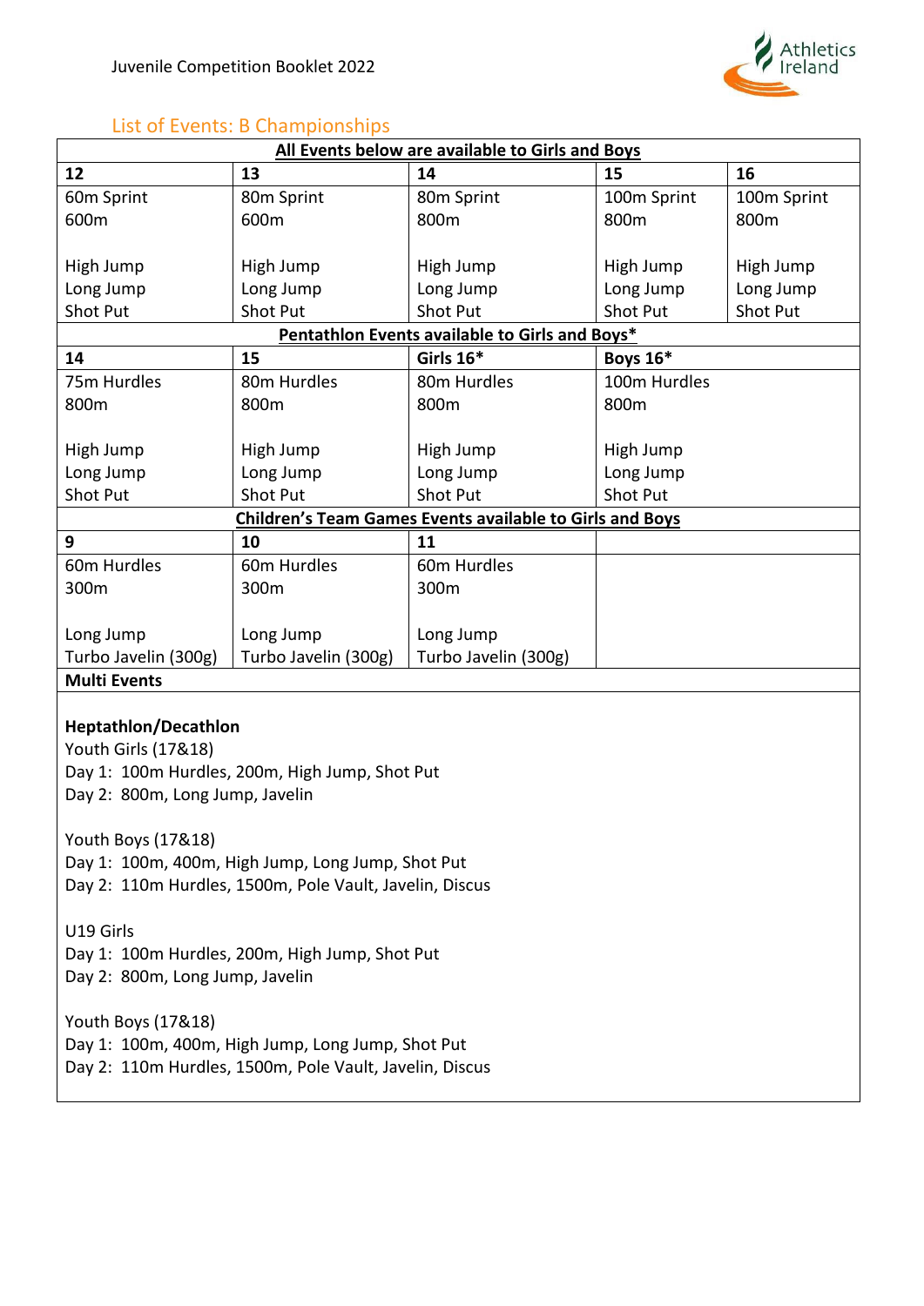## List of Events: B Championships

| All Events below are available to Girls and Boys | | | | |
|---|---|---|---|---|
| **12** | **13** | **14** | **15** | **16** |
| 60m Sprint<br>600m<br><br>High Jump<br>Long Jump<br>Shot Put | 80m Sprint<br>600m<br><br>High Jump<br>Long Jump<br>Shot Put | 80m Sprint<br>800m<br><br>High Jump<br>Long Jump<br>Shot Put | 100m Sprint<br>800m<br><br>High Jump<br>Long Jump<br>Shot Put | 100m Sprint<br>800m<br><br>High Jump<br>Long Jump<br>Shot Put |
| **Pentathlon Events available to Girls and Boys*** | | | | |
| **14** | **15** | **Girls 16*** | **Boys 16*** | |
| 75m Hurdles<br>800m<br><br>High Jump<br>Long Jump<br>Shot Put | 80m Hurdles<br>800m<br><br>High Jump<br>Long Jump<br>Shot Put | 80m Hurdles<br>800m<br><br>High Jump<br>Long Jump<br>Shot Put | 100m Hurdles<br>800m<br><br>High Jump<br>Long Jump<br>Shot Put | |
| **Children's Team Games Events available to Girls and Boys** | | | | |
| **9** | **10** | **11** | | |
| 60m Hurdles<br>300m<br><br>Long Jump<br>Turbo Javelin (300g) | 60m Hurdles<br>300m<br><br>Long Jump<br>Turbo Javelin (300g) | 60m Hurdles<br>300m<br><br>Long Jump<br>Turbo Javelin (300g) | | |

**Multi Events**

**Heptathlon/Decathlon**

Youth Girls (17&18)
Day 1: 100m Hurdles, 200m, High Jump, Shot Put
Day 2: 800m, Long Jump, Javelin

Youth Boys (17&18)
Day 1: 100m, 400m, High Jump, Long Jump, Shot Put
Day 2: 110m Hurdles, 1500m, Pole Vault, Javelin, Discus

U19 Girls
Day 1: 100m Hurdles, 200m, High Jump, Shot Put
Day 2: 800m, Long Jump, Javelin

Youth Boys (17&18)
Day 1: 100m, 400m, High Jump, Long Jump, Shot Put
Day 2: 110m Hurdles, 1500m, Pole Vault, Javelin, Discus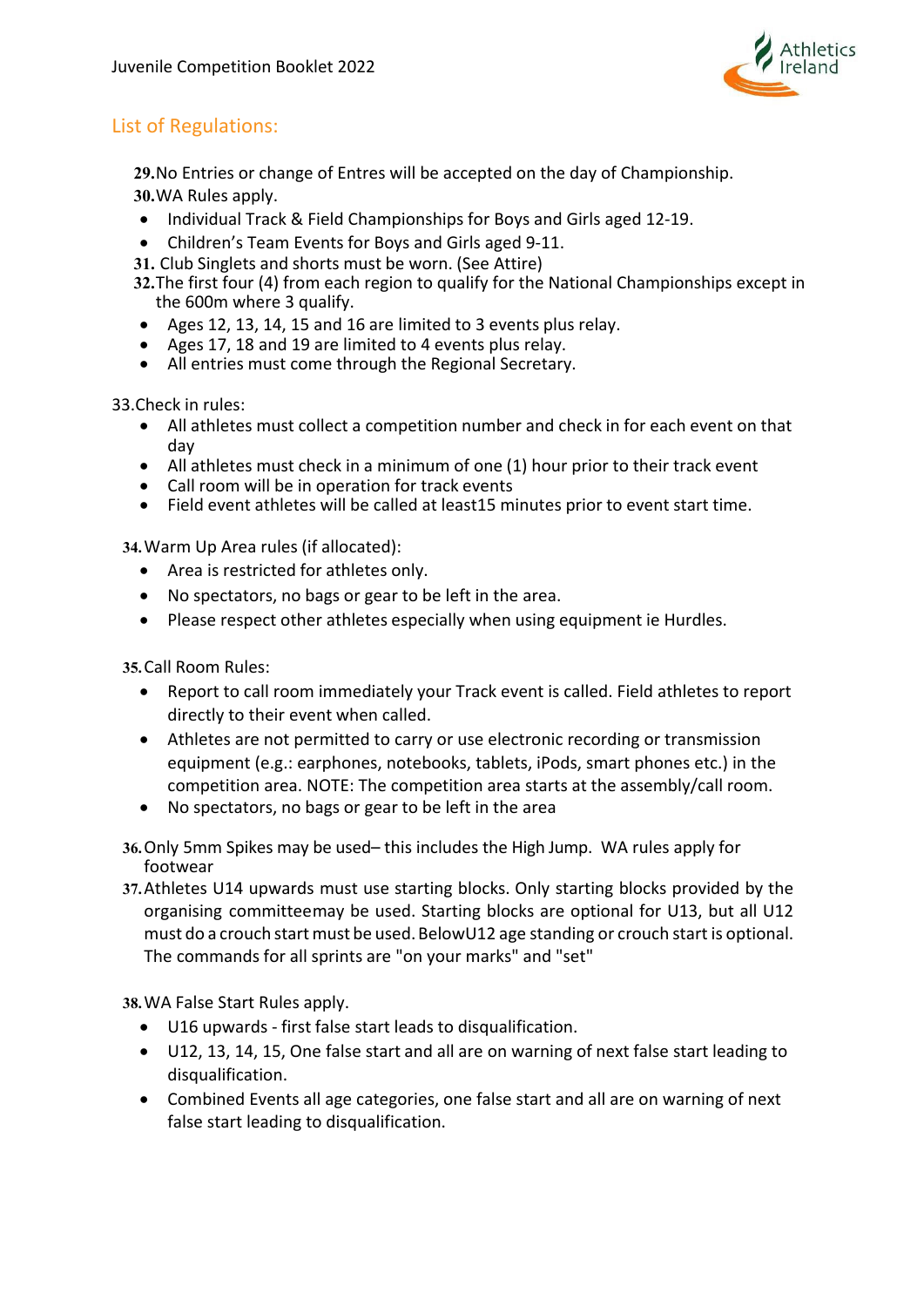## List of Regulations:

29. No Entries or change of Entres will be accepted on the day of Championship.
30. WA Rules apply.
   - Individual Track & Field Championships for Boys and Girls aged 12-19.
   - Children's Team Events for Boys and Girls aged 9-11.
31. Club Singlets and shorts must be worn. (See Attire)
32. The first four (4) from each region to qualify for the National Championships except in the 600m where 3 qualify.
   - Ages 12, 13, 14, 15 and 16 are limited to 3 events plus relay.
   - Ages 17, 18 and 19 are limited to 4 events plus relay.
   - All entries must come through the Regional Secretary.

33. Check in rules:
   - All athletes must collect a competition number and check in for each event on that day
   - All athletes must check in a minimum of one (1) hour prior to their track event
   - Call room will be in operation for track events
   - Field event athletes will be called at least15 minutes prior to event start time.

34. Warm Up Area rules (if allocated):
   - Area is restricted for athletes only.
   - No spectators, no bags or gear to be left in the area.
   - Please respect other athletes especially when using equipment ie Hurdles.

35. Call Room Rules:
   - Report to call room immediately your Track event is called. Field athletes to report directly to their event when called.
   - Athletes are not permitted to carry or use electronic recording or transmission equipment (e.g.: earphones, notebooks, tablets, iPods, smart phones etc.) in the competition area. NOTE: The competition area starts at the assembly/call room.
   - No spectators, no bags or gear to be left in the area

36. Only 5mm Spikes may be used– this includes the High Jump. WA rules apply for footwear
37. Athletes U14 upwards must use starting blocks. Only starting blocks provided by the organising committeemay be used. Starting blocks are optional for U13, but all U12 must do a crouch start must be used. BelowU12 age standing or crouch start is optional. The commands for all sprints are "on your marks" and "set"

38. WA False Start Rules apply.
   - U16 upwards - first false start leads to disqualification.
   - U12, 13, 14, 15, One false start and all are on warning of next false start leading to disqualification.
   - Combined Events all age categories, one false start and all are on warning of next false start leading to disqualification.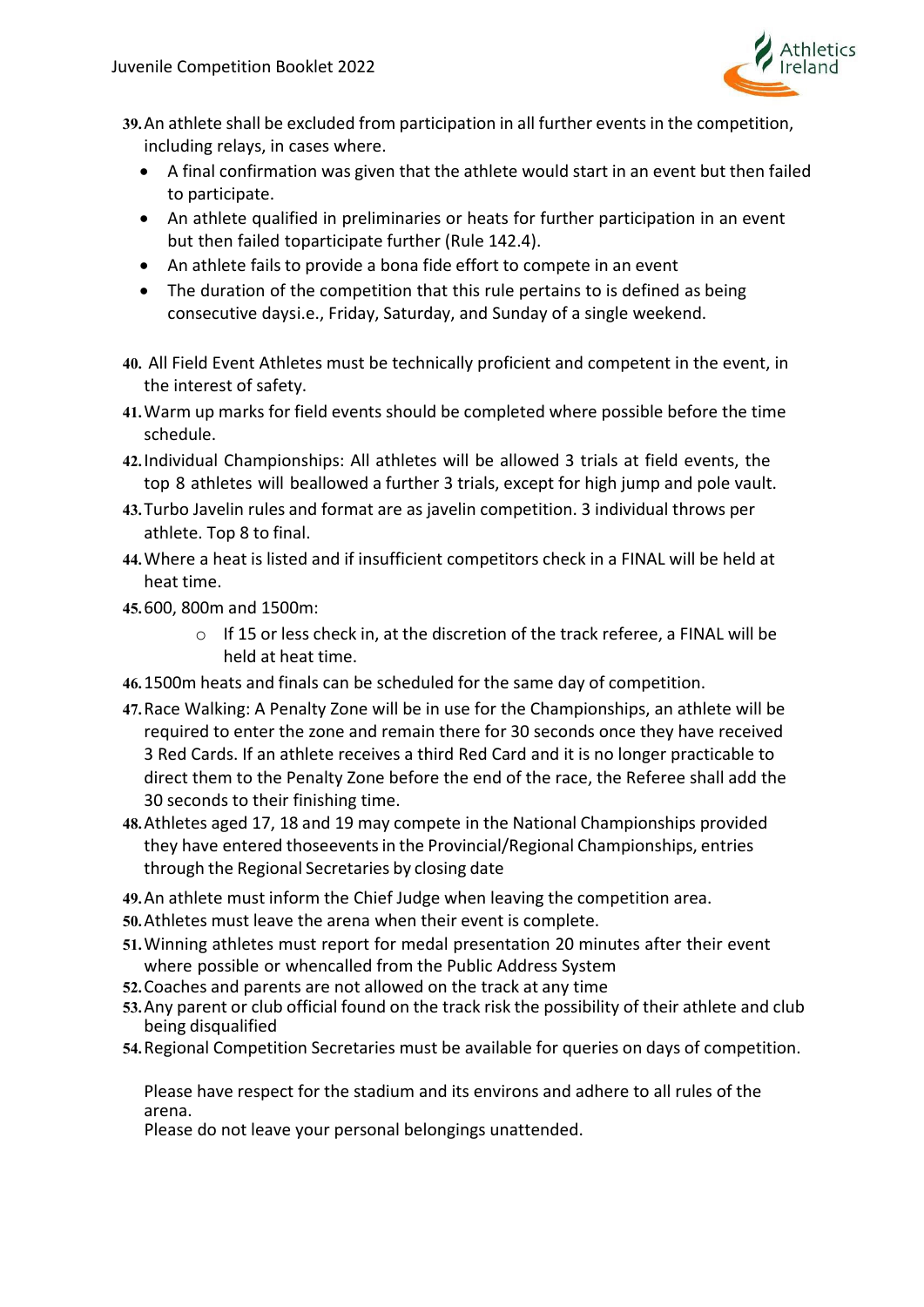39. An athlete shall be excluded from participation in all further events in the competition, including relays, in cases where.
    - A final confirmation was given that the athlete would start in an event but then failed to participate.
    - An athlete qualified in preliminaries or heats for further participation in an event but then failed toparticipate further (Rule 142.4).
    - An athlete fails to provide a bona fide effort to compete in an event
    - The duration of the competition that this rule pertains to is defined as being consecutive daysi.e., Friday, Saturday, and Sunday of a single weekend.

40. All Field Event Athletes must be technically proficient and competent in the event, in the interest of safety.
41. Warm up marks for field events should be completed where possible before the time schedule.
42. Individual Championships: All athletes will be allowed 3 trials at field events, the top 8 athletes will beallowed a further 3 trials, except for high jump and pole vault.
43. Turbo Javelin rules and format are as javelin competition. 3 individual throws per athlete. Top 8 to final.
44. Where a heat is listed and if insufficient competitors check in a FINAL will be held at heat time.
45. 600, 800m and 1500m:
    - If 15 or less check in, at the discretion of the track referee, a FINAL will be held at heat time.
46. 1500m heats and finals can be scheduled for the same day of competition.
47. Race Walking: A Penalty Zone will be in use for the Championships, an athlete will be required to enter the zone and remain there for 30 seconds once they have received 3 Red Cards. If an athlete receives a third Red Card and it is no longer practicable to direct them to the Penalty Zone before the end of the race, the Referee shall add the 30 seconds to their finishing time.
48. Athletes aged 17, 18 and 19 may compete in the National Championships provided they have entered thoseevents in the Provincial/Regional Championships, entries through the Regional Secretaries by closing date
49. An athlete must inform the Chief Judge when leaving the competition area.
50. Athletes must leave the arena when their event is complete.
51. Winning athletes must report for medal presentation 20 minutes after their event where possible or whencalled from the Public Address System
52. Coaches and parents are not allowed on the track at any time
53. Any parent or club official found on the track risk the possibility of their athlete and club being disqualified
54. Regional Competition Secretaries must be available for queries on days of competition.

Please have respect for the stadium and its environs and adhere to all rules of the arena.
Please do not leave your personal belongings unattended.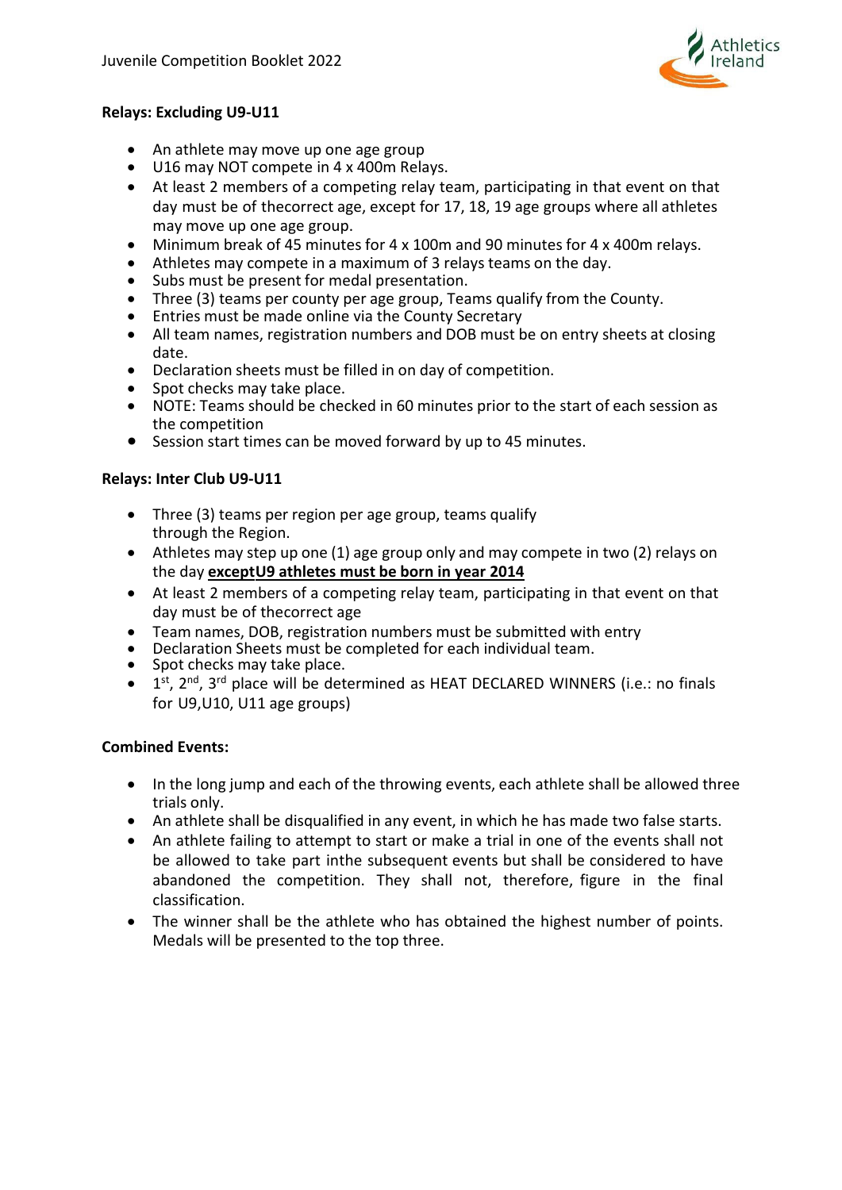**Relays: Excluding U9-U11**

- An athlete may move up one age group
- U16 may NOT compete in 4 x 400m Relays.
- At least 2 members of a competing relay team, participating in that event on that day must be of thecorrect age, except for 17, 18, 19 age groups where all athletes may move up one age group.
- Minimum break of 45 minutes for 4 x 100m and 90 minutes for 4 x 400m relays.
- Athletes may compete in a maximum of 3 relays teams on the day.
- Subs must be present for medal presentation.
- Three (3) teams per county per age group, Teams qualify from the County.
- Entries must be made online via the County Secretary
- All team names, registration numbers and DOB must be on entry sheets at closing date.
- Declaration sheets must be filled in on day of competition.
- Spot checks may take place.
- NOTE: Teams should be checked in 60 minutes prior to the start of each session as the competition
- Session start times can be moved forward by up to 45 minutes.

**Relays: Inter Club U9-U11**

- Three (3) teams per region per age group, teams qualify through the Region.
- Athletes may step up one (1) age group only and may compete in two (2) relays on the day **exceptU9 athletes must be born in year 2014**
- At least 2 members of a competing relay team, participating in that event on that day must be of thecorrect age
- Team names, DOB, registration numbers must be submitted with entry
- Declaration Sheets must be completed for each individual team.
- Spot checks may take place.
- 1st, 2nd, 3rd place will be determined as HEAT DECLARED WINNERS (i.e.: no finals for U9,U10, U11 age groups)

**Combined Events:**

- In the long jump and each of the throwing events, each athlete shall be allowed three trials only.
- An athlete shall be disqualified in any event, in which he has made two false starts.
- An athlete failing to attempt to start or make a trial in one of the events shall not be allowed to take part inthe subsequent events but shall be considered to have abandoned the competition. They shall not, therefore, figure in the final classification.
- The winner shall be the athlete who has obtained the highest number of points. Medals will be presented to the top three.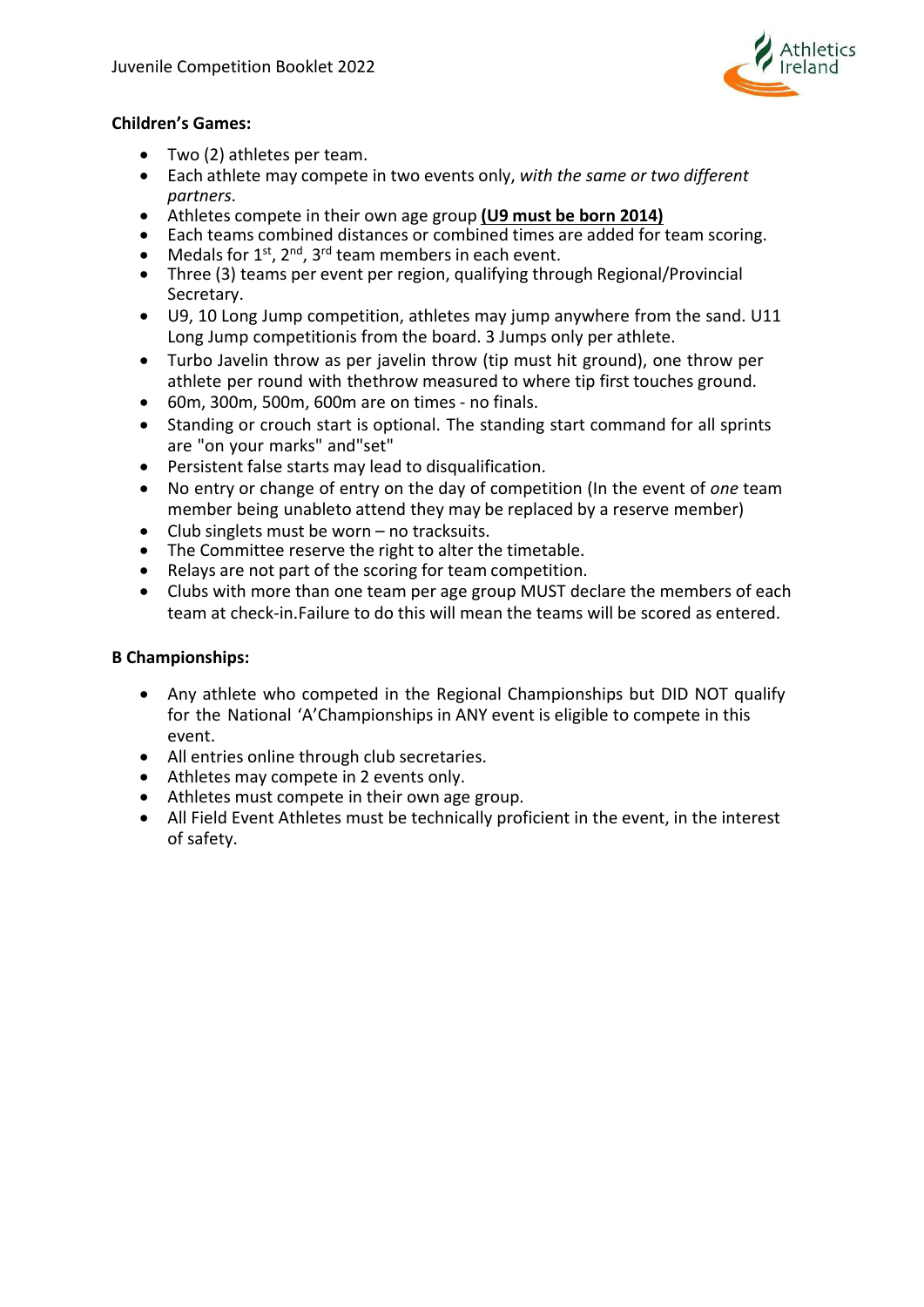**Children's Games:**

- Two (2) athletes per team.
- Each athlete may compete in two events only, *with the same or two different partners*.
- Athletes compete in their own age group **<u>(U9 must be born 2014)</u>**
- Each teams combined distances or combined times are added for team scoring.
- Medals for 1st, 2nd, 3rd team members in each event.
- Three (3) teams per event per region, qualifying through Regional/Provincial Secretary.
- U9, 10 Long Jump competition, athletes may jump anywhere from the sand. U11 Long Jump competitionis from the board. 3 Jumps only per athlete.
- Turbo Javelin throw as per javelin throw (tip must hit ground), one throw per athlete per round with thethrow measured to where tip first touches ground.
- 60m, 300m, 500m, 600m are on times - no finals.
- Standing or crouch start is optional. The standing start command for all sprints are "on your marks" and"set"
- Persistent false starts may lead to disqualification.
- No entry or change of entry on the day of competition (In the event of *one* team member being unableto attend they may be replaced by a reserve member)
- Club singlets must be worn – no tracksuits.
- The Committee reserve the right to alter the timetable.
- Relays are not part of the scoring for team competition.
- Clubs with more than one team per age group MUST declare the members of each team at check-in.Failure to do this will mean the teams will be scored as entered.

**B Championships:**

- Any athlete who competed in the Regional Championships but DID NOT qualify for the National 'A'Championships in ANY event is eligible to compete in this event.
- All entries online through club secretaries.
- Athletes may compete in 2 events only.
- Athletes must compete in their own age group.
- All Field Event Athletes must be technically proficient in the event, in the interest of safety.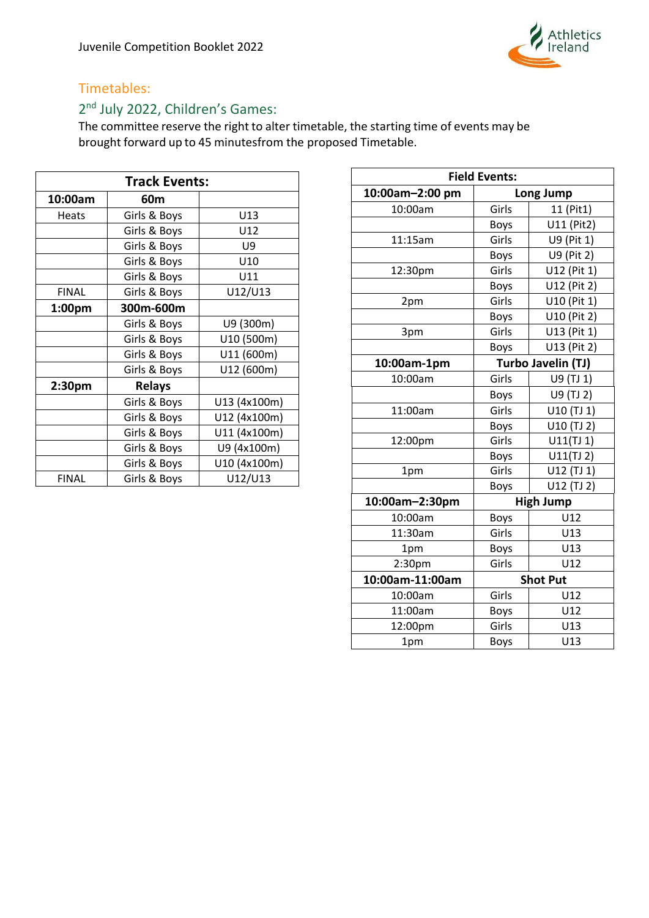## Timetables:

### 2nd July 2022, Children's Games:

The committee reserve the right to alter timetable, the starting time of events may be brought forward up to 45 minutesfrom the proposed Timetable.

| Track Events: | | |
|---|---|---|
| **10:00am** | **60m** | |
| Heats | Girls & Boys | U13 |
| | Girls & Boys | U12 |
| | Girls & Boys | U9 |
| | Girls & Boys | U10 |
| | Girls & Boys | U11 |
| FINAL | Girls & Boys | U12/U13 |
| **1:00pm** | **300m-600m** | |
| | Girls & Boys | U9 (300m) |
| | Girls & Boys | U10 (500m) |
| | Girls & Boys | U11 (600m) |
| | Girls & Boys | U12 (600m) |
| **2:30pm** | **Relays** | |
| | Girls & Boys | U13 (4x100m) |
| | Girls & Boys | U12 (4x100m) |
| | Girls & Boys | U11 (4x100m) |
| | Girls & Boys | U9 (4x100m) |
| | Girls & Boys | U10 (4x100m) |
| FINAL | Girls & Boys | U12/U13 |

| Field Events: | | |
|---|---|---|
| **10:00am–2:00 pm** | **Long Jump** | |
| 10:00am | Girls | 11 (Pit1) |
| | Boys | U11 (Pit2) |
| 11:15am | Girls | U9 (Pit 1) |
| | Boys | U9 (Pit 2) |
| 12:30pm | Girls | U12 (Pit 1) |
| | Boys | U12 (Pit 2) |
| 2pm | Girls | U10 (Pit 1) |
| | Boys | U10 (Pit 2) |
| 3pm | Girls | U13 (Pit 1) |
| | Boys | U13 (Pit 2) |
| **10:00am-1pm** | **Turbo Javelin (TJ)** | |
| 10:00am | Girls | U9 (TJ 1) |
| | Boys | U9 (TJ 2) |
| 11:00am | Girls | U10 (TJ 1) |
| | Boys | U10 (TJ 2) |
| 12:00pm | Girls | U11(TJ 1) |
| | Boys | U11(TJ 2) |
| 1pm | Girls | U12 (TJ 1) |
| | Boys | U12 (TJ 2) |
| **10:00am–2:30pm** | **High Jump** | |
| 10:00am | Boys | U12 |
| 11:30am | Girls | U13 |
| 1pm | Boys | U13 |
| 2:30pm | Girls | U12 |
| **10:00am-11:00am** | **Shot Put** | |
| 10:00am | Girls | U12 |
| 11:00am | Boys | U12 |
| 12:00pm | Girls | U13 |
| 1pm | Boys | U13 |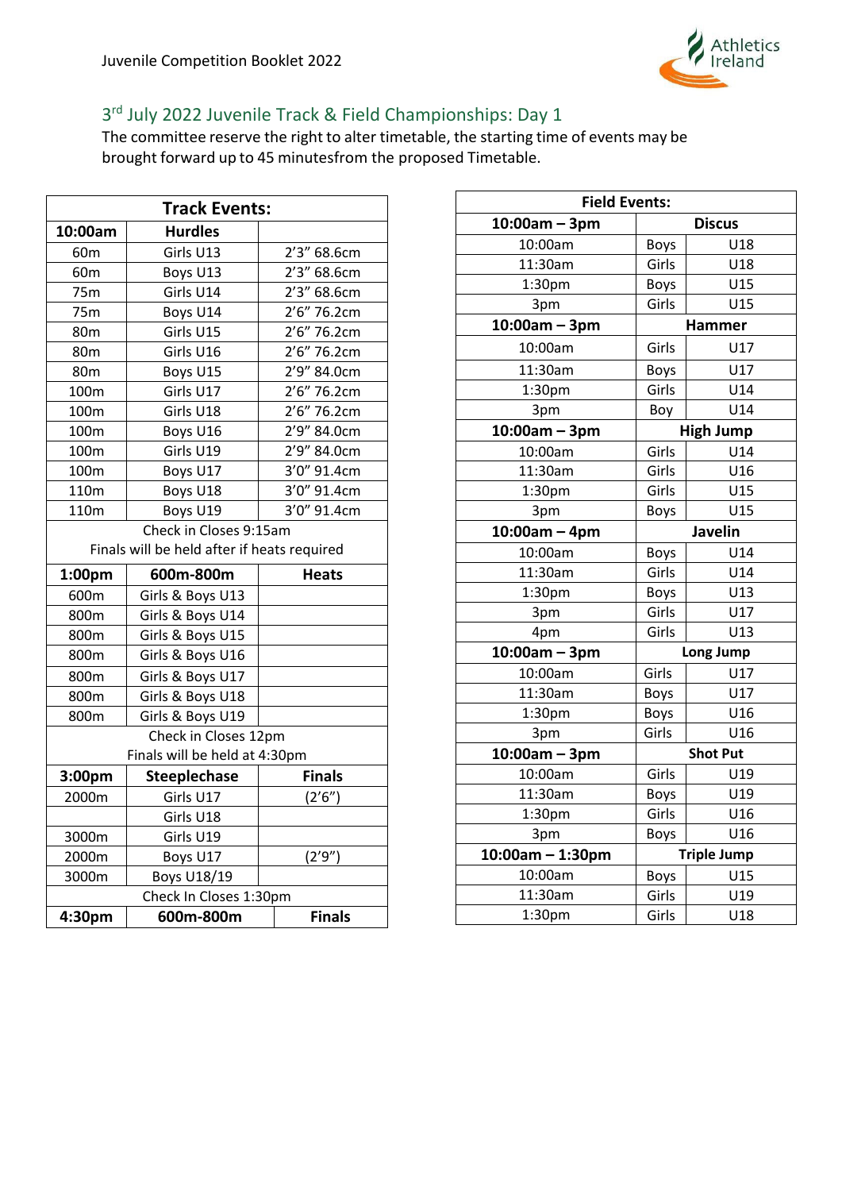## 3rd July 2022 Juvenile Track & Field Championships: Day 1

The committee reserve the right to alter timetable, the starting time of events may be brought forward up to 45 minutesfrom the proposed Timetable.

| Track Events: | | |
|---|---|---|
| **10:00am** | **Hurdles** | |
| 60m | Girls U13 | 2'3" 68.6cm |
| 60m | Boys U13 | 2'3" 68.6cm |
| 75m | Girls U14 | 2'3" 68.6cm |
| 75m | Boys U14 | 2'6" 76.2cm |
| 80m | Girls U15 | 2'6" 76.2cm |
| 80m | Girls U16 | 2'6" 76.2cm |
| 80m | Boys U15 | 2'9" 84.0cm |
| 100m | Girls U17 | 2'6" 76.2cm |
| 100m | Girls U18 | 2'6" 76.2cm |
| 100m | Boys U16 | 2'9" 84.0cm |
| 100m | Girls U19 | 2'9" 84.0cm |
| 100m | Boys U17 | 3'0" 91.4cm |
| 110m | Boys U18 | 3'0" 91.4cm |
| 110m | Boys U19 | 3'0" 91.4cm |
| Check in Closes 9:15am<br>Finals will be held after if heats required | | |
| **1:00pm** | **600m-800m** | **Heats** |
| 600m | Girls & Boys U13 | |
| 800m | Girls & Boys U14 | |
| 800m | Girls & Boys U15 | |
| 800m | Girls & Boys U16 | |
| 800m | Girls & Boys U17 | |
| 800m | Girls & Boys U18 | |
| 800m | Girls & Boys U19 | |
| Check in Closes 12pm<br>Finals will be held at 4:30pm | | |
| **3:00pm** | **Steeplechase** | **Finals** |
| 2000m | Girls U17 | (2'6") |
| | Girls U18 | |
| 3000m | Girls U19 | |
| 2000m | Boys U17 | (2'9") |
| 3000m | Boys U18/19 | |
| Check In Closes 1:30pm | | |
| **4:30pm** | **600m-800m** | **Finals** |

| Field Events: | | |
|---|---|---|
| **10:00am – 3pm** | **Discus** | |
| 10:00am | Boys | U18 |
| 11:30am | Girls | U18 |
| 1:30pm | Boys | U15 |
| 3pm | Girls | U15 |
| **10:00am – 3pm** | **Hammer** | |
| 10:00am | Girls | U17 |
| 11:30am | Boys | U17 |
| 1:30pm | Girls | U14 |
| 3pm | Boy | U14 |
| **10:00am – 3pm** | **High Jump** | |
| 10:00am | Girls | U14 |
| 11:30am | Girls | U16 |
| 1:30pm | Girls | U15 |
| 3pm | Boys | U15 |
| **10:00am – 4pm** | **Javelin** | |
| 10:00am | Boys | U14 |
| 11:30am | Girls | U14 |
| 1:30pm | Boys | U13 |
| 3pm | Girls | U17 |
| 4pm | Girls | U13 |
| **10:00am – 3pm** | **Long Jump** | |
| 10:00am | Girls | U17 |
| 11:30am | Boys | U17 |
| 1:30pm | Boys | U16 |
| 3pm | Girls | U16 |
| **10:00am – 3pm** | **Shot Put** | |
| 10:00am | Girls | U19 |
| 11:30am | Boys | U19 |
| 1:30pm | Girls | U16 |
| 3pm | Boys | U16 |
| **10:00am – 1:30pm** | **Triple Jump** | |
| 10:00am | Boys | U15 |
| 11:30am | Girls | U19 |
| 1:30pm | Girls | U18 |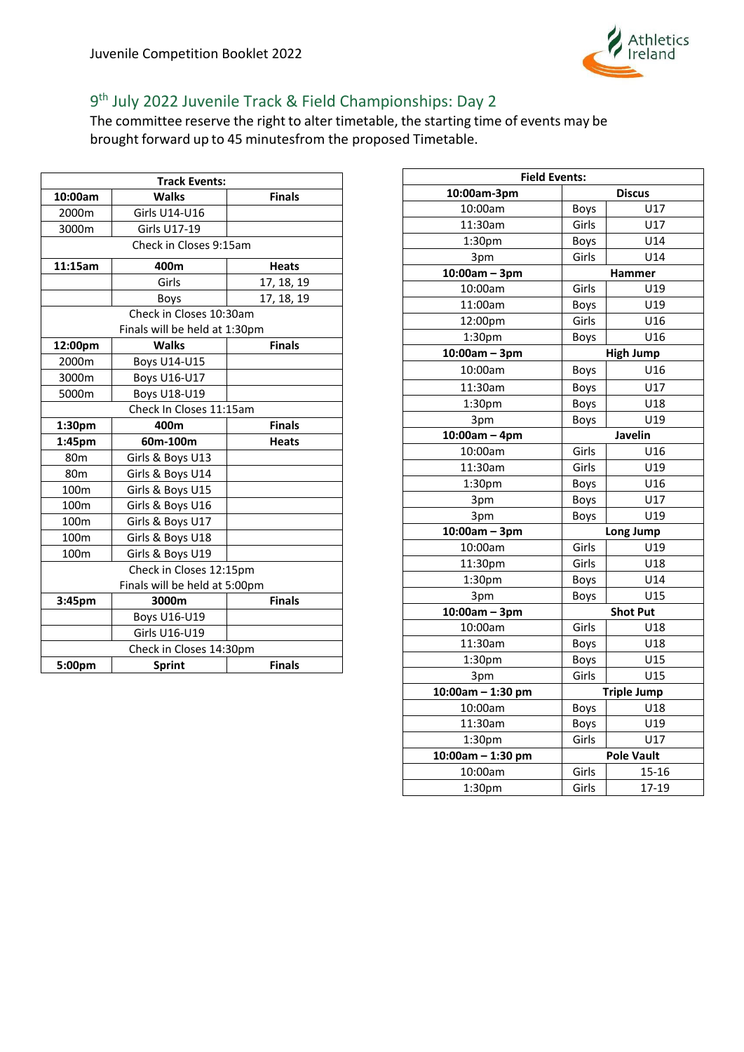## 9th July 2022 Juvenile Track & Field Championships: Day 2

The committee reserve the right to alter timetable, the starting time of events may be brought forward up to 45 minutesfrom the proposed Timetable.

| Track Events: | | |
|---|---|---|
| **10:00am** | **Walks** | **Finals** |
| 2000m | Girls U14-U16 | |
| 3000m | Girls U17-19 | |
| Check in Closes 9:15am | | |
| **11:15am** | **400m** | **Heats** |
| | Girls | 17, 18, 19 |
| | Boys | 17, 18, 19 |
| Check in Closes 10:30am<br>Finals will be held at 1:30pm | | |
| **12:00pm** | **Walks** | **Finals** |
| 2000m | Boys U14-U15 | |
| 3000m | Boys U16-U17 | |
| 5000m | Boys U18-U19 | |
| Check In Closes 11:15am | | |
| **1:30pm** | **400m** | **Finals** |
| **1:45pm** | **60m-100m** | **Heats** |
| 80m | Girls & Boys U13 | |
| 80m | Girls & Boys U14 | |
| 100m | Girls & Boys U15 | |
| 100m | Girls & Boys U16 | |
| 100m | Girls & Boys U17 | |
| 100m | Girls & Boys U18 | |
| 100m | Girls & Boys U19 | |
| Check in Closes 12:15pm<br>Finals will be held at 5:00pm | | |
| **3:45pm** | **3000m** | **Finals** |
| | Boys U16-U19 | |
| | Girls U16-U19 | |
| Check in Closes 14:30pm | | |
| **5:00pm** | **Sprint** | **Finals** |

| Field Events: | | |
|---|---|---|
| **10:00am-3pm** | **Discus** | |
| 10:00am | Boys | U17 |
| 11:30am | Girls | U17 |
| 1:30pm | Boys | U14 |
| 3pm | Girls | U14 |
| **10:00am – 3pm** | **Hammer** | |
| 10:00am | Girls | U19 |
| 11:00am | Boys | U19 |
| 12:00pm | Girls | U16 |
| 1:30pm | Boys | U16 |
| **10:00am – 3pm** | **High Jump** | |
| 10:00am | Boys | U16 |
| 11:30am | Boys | U17 |
| 1:30pm | Boys | U18 |
| 3pm | Boys | U19 |
| **10:00am – 4pm** | **Javelin** | |
| 10:00am | Girls | U16 |
| 11:30am | Girls | U19 |
| 1:30pm | Boys | U16 |
| 3pm | Boys | U17 |
| 3pm | Boys | U19 |
| **10:00am – 3pm** | **Long Jump** | |
| 10:00am | Girls | U19 |
| 11:30pm | Girls | U18 |
| 1:30pm | Boys | U14 |
| 3pm | Boys | U15 |
| **10:00am – 3pm** | **Shot Put** | |
| 10:00am | Girls | U18 |
| 11:30am | Boys | U18 |
| 1:30pm | Boys | U15 |
| 3pm | Girls | U15 |
| **10:00am – 1:30 pm** | **Triple Jump** | |
| 10:00am | Boys | U18 |
| 11:30am | Boys | U19 |
| 1:30pm | Girls | U17 |
| **10:00am – 1:30 pm** | **Pole Vault** | |
| 10:00am | Girls | 15-16 |
| 1:30pm | Girls | 17-19 |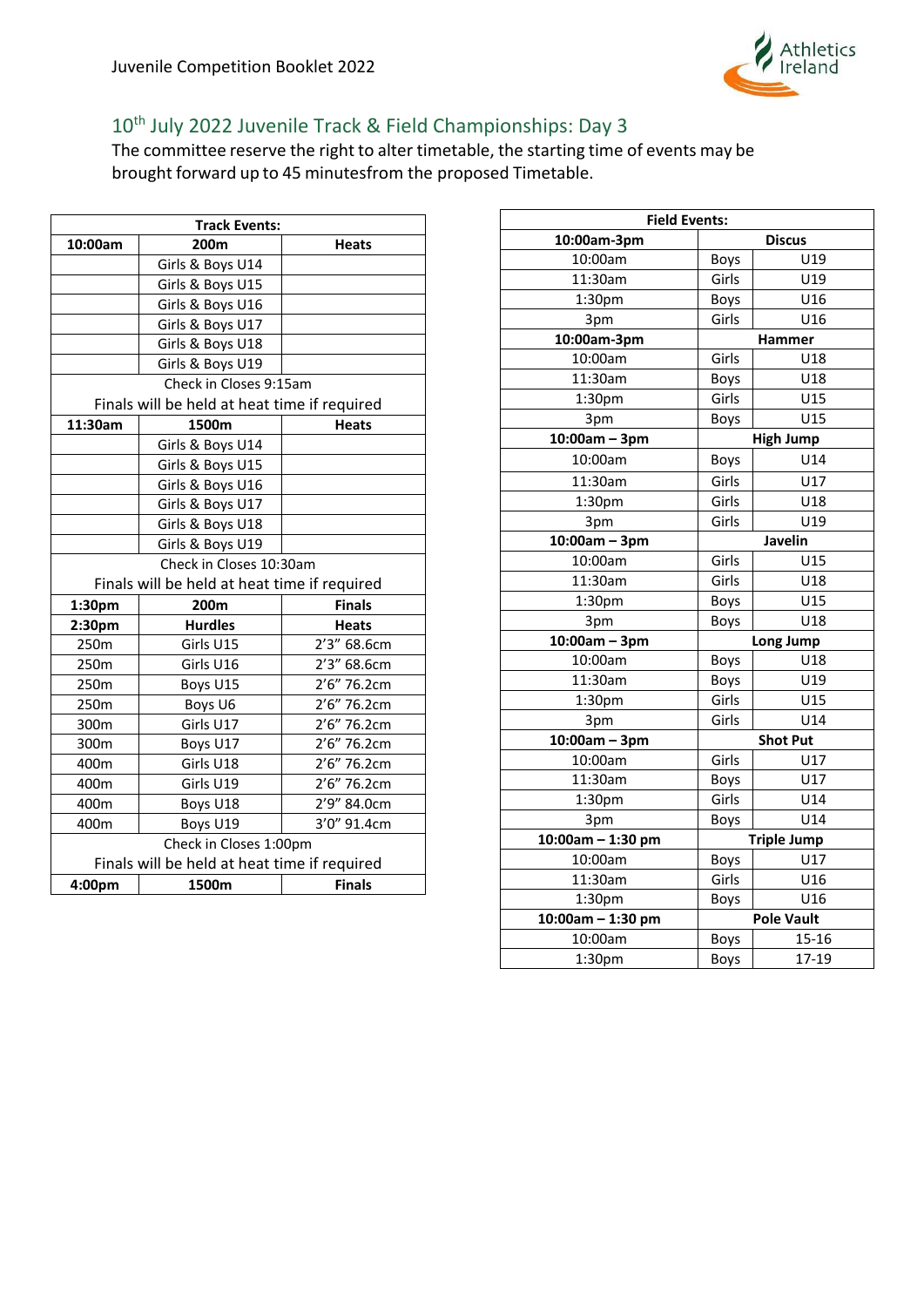## 10th July 2022 Juvenile Track & Field Championships: Day 3

The committee reserve the right to alter timetable, the starting time of events may be brought forward up to 45 minutesfrom the proposed Timetable.

| Track Events: | | |
|---|---|---|
| **10:00am** | **200m** | **Heats** |
| | Girls & Boys U14 | |
| | Girls & Boys U15 | |
| | Girls & Boys U16 | |
| | Girls & Boys U17 | |
| | Girls & Boys U18 | |
| | Girls & Boys U19 | |
| Check in Closes 9:15am | | |
| Finals will be held at heat time if required | | |
| **11:30am** | **1500m** | **Heats** |
| | Girls & Boys U14 | |
| | Girls & Boys U15 | |
| | Girls & Boys U16 | |
| | Girls & Boys U17 | |
| | Girls & Boys U18 | |
| | Girls & Boys U19 | |
| Check in Closes 10:30am | | |
| Finals will be held at heat time if required | | |
| **1:30pm** | **200m** | **Finals** |
| **2:30pm** | **Hurdles** | **Heats** |
| 250m | Girls U15 | 2'3" 68.6cm |
| 250m | Girls U16 | 2'3" 68.6cm |
| 250m | Boys U15 | 2'6" 76.2cm |
| 250m | Boys U6 | 2'6" 76.2cm |
| 300m | Girls U17 | 2'6" 76.2cm |
| 300m | Boys U17 | 2'6" 76.2cm |
| 400m | Girls U18 | 2'6" 76.2cm |
| 400m | Girls U19 | 2'6" 76.2cm |
| 400m | Boys U18 | 2'9" 84.0cm |
| 400m | Boys U19 | 3'0" 91.4cm |
| Check in Closes 1:00pm | | |
| Finals will be held at heat time if required | | |
| **4:00pm** | **1500m** | **Finals** |

| Field Events: | | |
|---|---|---|
| **10:00am-3pm** | **Discus** | |
| 10:00am | Boys | U19 |
| 11:30am | Girls | U19 |
| 1:30pm | Boys | U16 |
| 3pm | Girls | U16 |
| **10:00am-3pm** | **Hammer** | |
| 10:00am | Girls | U18 |
| 11:30am | Boys | U18 |
| 1:30pm | Girls | U15 |
| 3pm | Boys | U15 |
| **10:00am – 3pm** | **High Jump** | |
| 10:00am | Boys | U14 |
| 11:30am | Girls | U17 |
| 1:30pm | Girls | U18 |
| 3pm | Girls | U19 |
| **10:00am – 3pm** | **Javelin** | |
| 10:00am | Girls | U15 |
| 11:30am | Girls | U18 |
| 1:30pm | Boys | U15 |
| 3pm | Boys | U18 |
| **10:00am – 3pm** | **Long Jump** | |
| 10:00am | Boys | U18 |
| 11:30am | Boys | U19 |
| 1:30pm | Girls | U15 |
| 3pm | Girls | U14 |
| **10:00am – 3pm** | **Shot Put** | |
| 10:00am | Girls | U17 |
| 11:30am | Boys | U17 |
| 1:30pm | Girls | U14 |
| 3pm | Boys | U14 |
| **10:00am – 1:30 pm** | **Triple Jump** | |
| 10:00am | Boys | U17 |
| 11:30am | Girls | U16 |
| 1:30pm | Boys | U16 |
| **10:00am – 1:30 pm** | **Pole Vault** | |
| 10:00am | Boys | 15-16 |
| 1:30pm | Boys | 17-19 |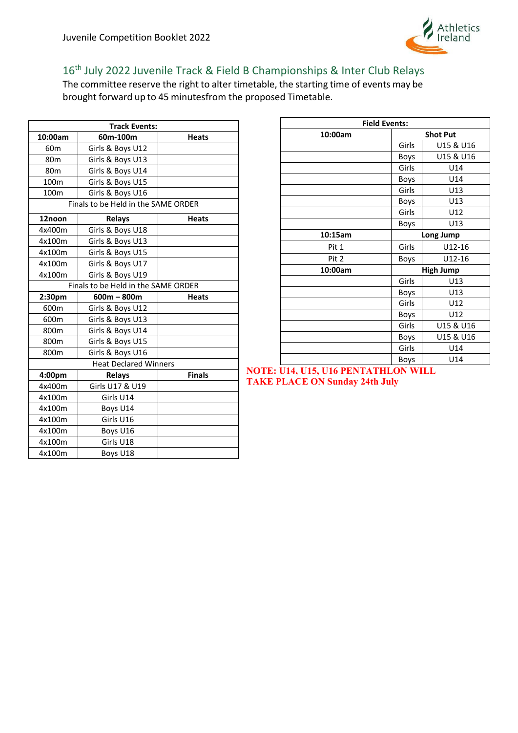## 16th July 2022 Juvenile Track & Field B Championships & Inter Club Relays

The committee reserve the right to alter timetable, the starting time of events may be brought forward up to 45 minutesfrom the proposed Timetable.

| Track Events: | | |
|---|---|---|
| **10:00am** | **60m-100m** | **Heats** |
| 60m | Girls & Boys U12 | |
| 80m | Girls & Boys U13 | |
| 80m | Girls & Boys U14 | |
| 100m | Girls & Boys U15 | |
| 100m | Girls & Boys U16 | |
| Finals to be Held in the SAME ORDER | | |
| **12noon** | **Relays** | **Heats** |
| 4x400m | Girls & Boys U18 | |
| 4x100m | Girls & Boys U13 | |
| 4x100m | Girls & Boys U15 | |
| 4x100m | Girls & Boys U17 | |
| 4x100m | Girls & Boys U19 | |
| Finals to be Held in the SAME ORDER | | |
| **2:30pm** | **600m – 800m** | **Heats** |
| 600m | Girls & Boys U12 | |
| 600m | Girls & Boys U13 | |
| 800m | Girls & Boys U14 | |
| 800m | Girls & Boys U15 | |
| 800m | Girls & Boys U16 | |
| Heat Declared Winners | | |
| **4:00pm** | **Relays** | **Finals** |
| 4x400m | Girls U17 & U19 | |
| 4x100m | Girls U14 | |
| 4x100m | Boys U14 | |
| 4x100m | Girls U16 | |
| 4x100m | Boys U16 | |
| 4x100m | Girls U18 | |
| 4x100m | Boys U18 | |

| Field Events: | | |
|---|---|---|
| **10:00am** | **Shot Put** | |
| | Girls | U15 & U16 |
| | Boys | U15 & U16 |
| | Girls | U14 |
| | Boys | U14 |
| | Girls | U13 |
| | Boys | U13 |
| | Girls | U12 |
| | Boys | U13 |
| **10:15am** | **Long Jump** | |
| Pit 1 | Girls | U12-16 |
| Pit 2 | Boys | U12-16 |
| **10:00am** | **High Jump** | |
| | Girls | U13 |
| | Boys | U13 |
| | Girls | U12 |
| | Boys | U12 |
| | Girls | U15 & U16 |
| | Boys | U15 & U16 |
| | Girls | U14 |
| | Boys | U14 |

**NOTE: U14, U15, U16 PENTATHLON WILL TAKE PLACE ON Sunday 24th July**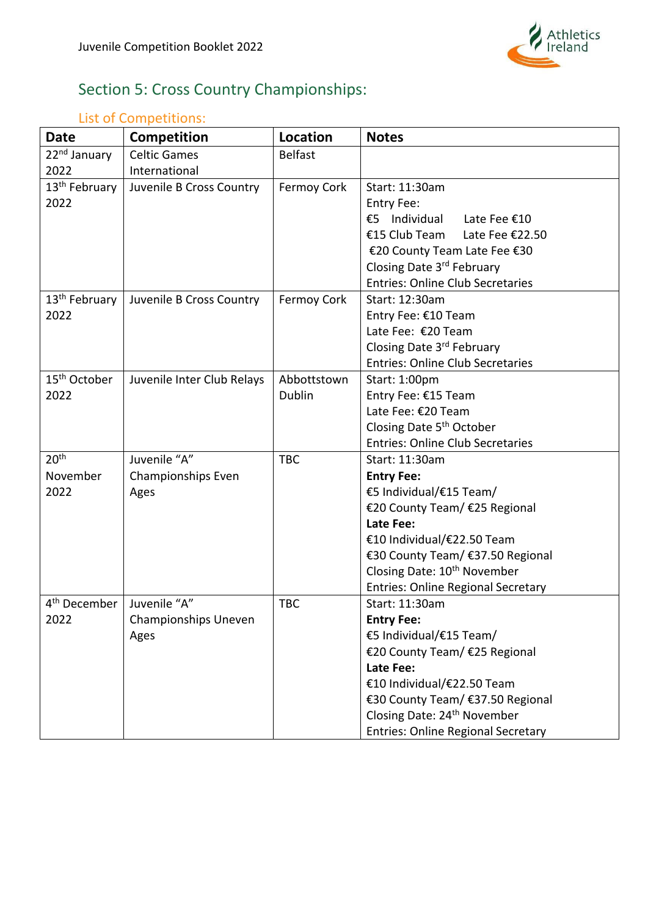## Section 5: Cross Country Championships:

### List of Competitions:

| Date | Competition | Location | Notes |
|---|---|---|---|
| 22nd January 2022 | Celtic Games International | Belfast | |
| 13th February 2022 | Juvenile B Cross Country | Fermoy Cork | Start: 11:30am<br>Entry Fee:<br>€5 Individual Late Fee €10<br>€15 Club Team Late Fee €22.50<br>€20 County Team Late Fee €30<br>Closing Date 3rd February<br>Entries: Online Club Secretaries |
| 13th February 2022 | Juvenile B Cross Country | Fermoy Cork | Start: 12:30am<br>Entry Fee: €10 Team<br>Late Fee: €20 Team<br>Closing Date 3rd February<br>Entries: Online Club Secretaries |
| 15th October 2022 | Juvenile Inter Club Relays | Abbottstown Dublin | Start: 1:00pm<br>Entry Fee: €15 Team<br>Late Fee: €20 Team<br>Closing Date 5th October<br>Entries: Online Club Secretaries |
| 20th November 2022 | Juvenile "A" Championships Even Ages | TBC | Start: 11:30am<br>**Entry Fee:**<br>€5 Individual/€15 Team/<br>€20 County Team/ €25 Regional<br>**Late Fee:**<br>€10 Individual/€22.50 Team<br>€30 County Team/ €37.50 Regional<br>Closing Date: 10th November<br>Entries: Online Regional Secretary |
| 4th December 2022 | Juvenile "A" Championships Uneven Ages | TBC | Start: 11:30am<br>**Entry Fee:**<br>€5 Individual/€15 Team/<br>€20 County Team/ €25 Regional<br>**Late Fee:**<br>€10 Individual/€22.50 Team<br>€30 County Team/ €37.50 Regional<br>Closing Date: 24th November<br>Entries: Online Regional Secretary |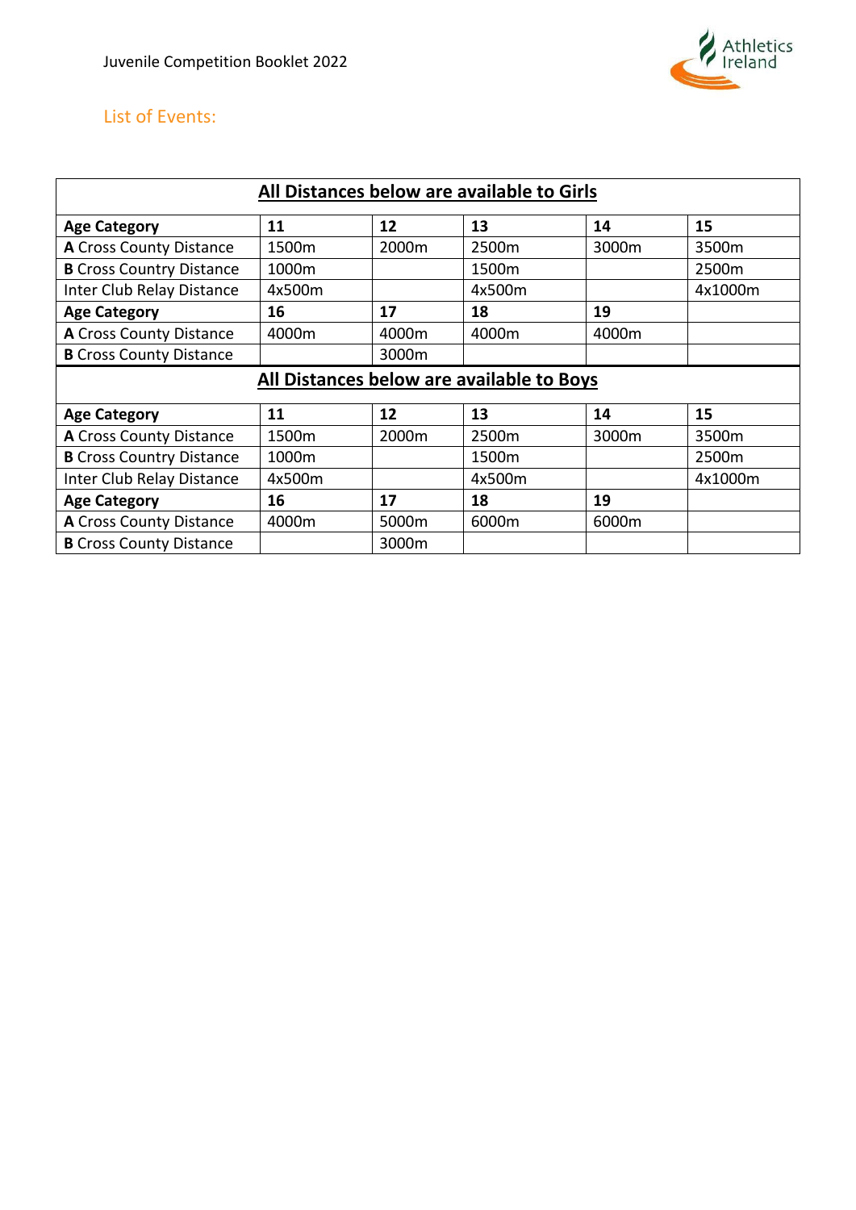## List of Events:

| All Distances below are available to Girls | | | | | |
|---|---|---|---|---|---|
| **Age Category** | **11** | **12** | **13** | **14** | **15** |
| **A** Cross County Distance | 1500m | 2000m | 2500m | 3000m | 3500m |
| **B** Cross Country Distance | 1000m | | 1500m | | 2500m |
| Inter Club Relay Distance | 4x500m | | 4x500m | | 4x1000m |
| **Age Category** | **16** | **17** | **18** | **19** | |
| **A** Cross County Distance | 4000m | 4000m | 4000m | 4000m | |
| **B** Cross County Distance | | 3000m | | | |

| All Distances below are available to Boys | | | | | |
|---|---|---|---|---|---|
| **Age Category** | **11** | **12** | **13** | **14** | **15** |
| **A** Cross County Distance | 1500m | 2000m | 2500m | 3000m | 3500m |
| **B** Cross Country Distance | 1000m | | 1500m | | 2500m |
| Inter Club Relay Distance | 4x500m | | 4x500m | | 4x1000m |
| **Age Category** | **16** | **17** | **18** | **19** | |
| **A** Cross County Distance | 4000m | 5000m | 6000m | 6000m | |
| **B** Cross County Distance | | 3000m | | | |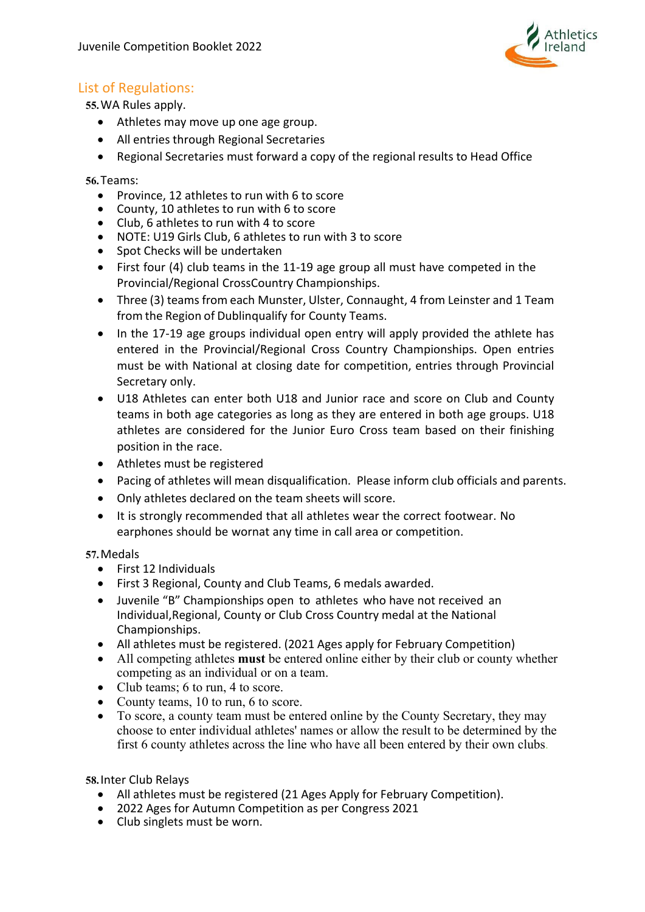## List of Regulations:

55. WA Rules apply.
    - Athletes may move up one age group.
    - All entries through Regional Secretaries
    - Regional Secretaries must forward a copy of the regional results to Head Office

56. Teams:
    - Province, 12 athletes to run with 6 to score
    - County, 10 athletes to run with 6 to score
    - Club, 6 athletes to run with 4 to score
    - NOTE: U19 Girls Club, 6 athletes to run with 3 to score
    - Spot Checks will be undertaken
    - First four (4) club teams in the 11-19 age group all must have competed in the Provincial/Regional CrossCountry Championships.
    - Three (3) teams from each Munster, Ulster, Connaught, 4 from Leinster and 1 Team from the Region of Dublinqualify for County Teams.
    - In the 17-19 age groups individual open entry will apply provided the athlete has entered in the Provincial/Regional Cross Country Championships. Open entries must be with National at closing date for competition, entries through Provincial Secretary only.
    - U18 Athletes can enter both U18 and Junior race and score on Club and County teams in both age categories as long as they are entered in both age groups. U18 athletes are considered for the Junior Euro Cross team based on their finishing position in the race.
    - Athletes must be registered
    - Pacing of athletes will mean disqualification. Please inform club officials and parents.
    - Only athletes declared on the team sheets will score.
    - It is strongly recommended that all athletes wear the correct footwear. No earphones should be wornat any time in call area or competition.

57. Medals
    - First 12 Individuals
    - First 3 Regional, County and Club Teams, 6 medals awarded.
    - Juvenile "B" Championships open to athletes who have not received an Individual,Regional, County or Club Cross Country medal at the National Championships.
    - All athletes must be registered. (2021 Ages apply for February Competition)
    - All competing athletes **must** be entered online either by their club or county whether competing as an individual or on a team.
    - Club teams; 6 to run, 4 to score.
    - County teams, 10 to run, 6 to score.
    - To score, a county team must be entered online by the County Secretary, they may choose to enter individual athletes' names or allow the result to be determined by the first 6 county athletes across the line who have all been entered by their own clubs.

58. Inter Club Relays
    - All athletes must be registered (21 Ages Apply for February Competition).
    - 2022 Ages for Autumn Competition as per Congress 2021
    - Club singlets must be worn.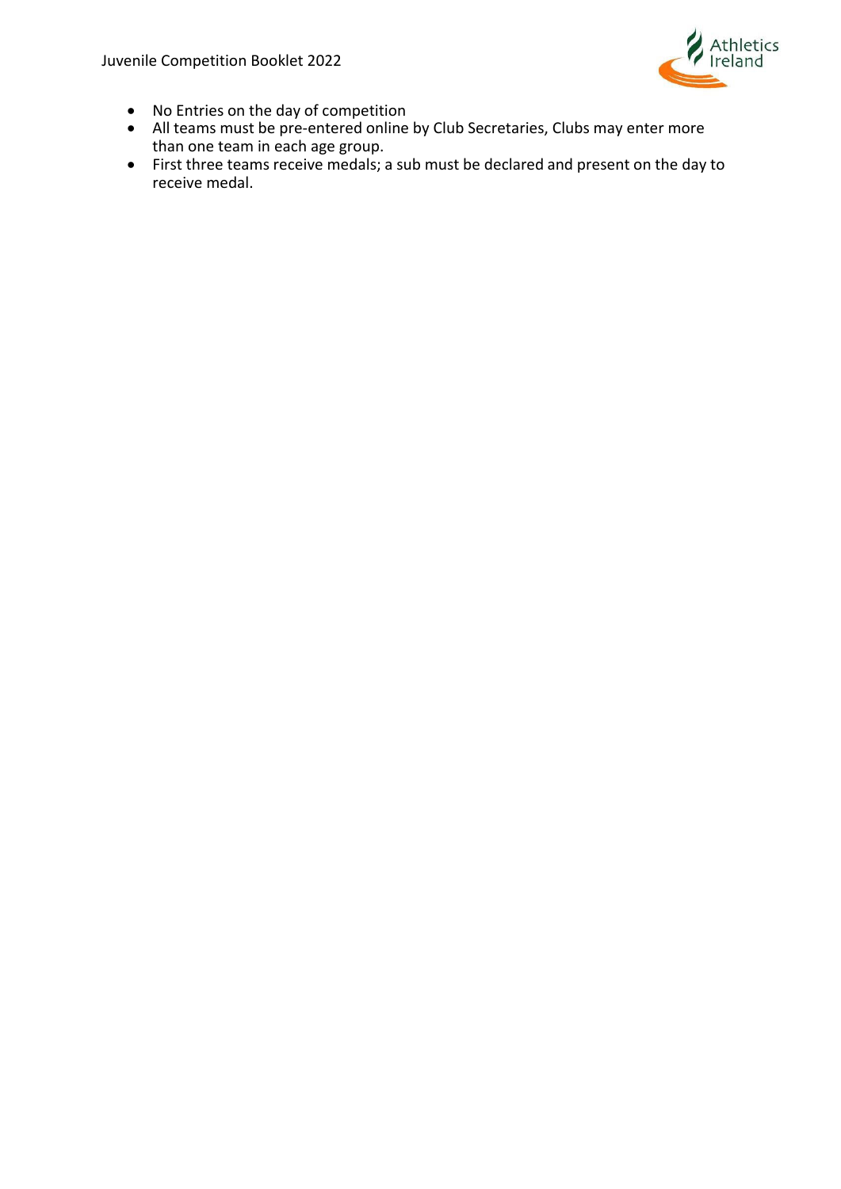- No Entries on the day of competition
- All teams must be pre-entered online by Club Secretaries, Clubs may enter more than one team in each age group.
- First three teams receive medals; a sub must be declared and present on the day to receive medal.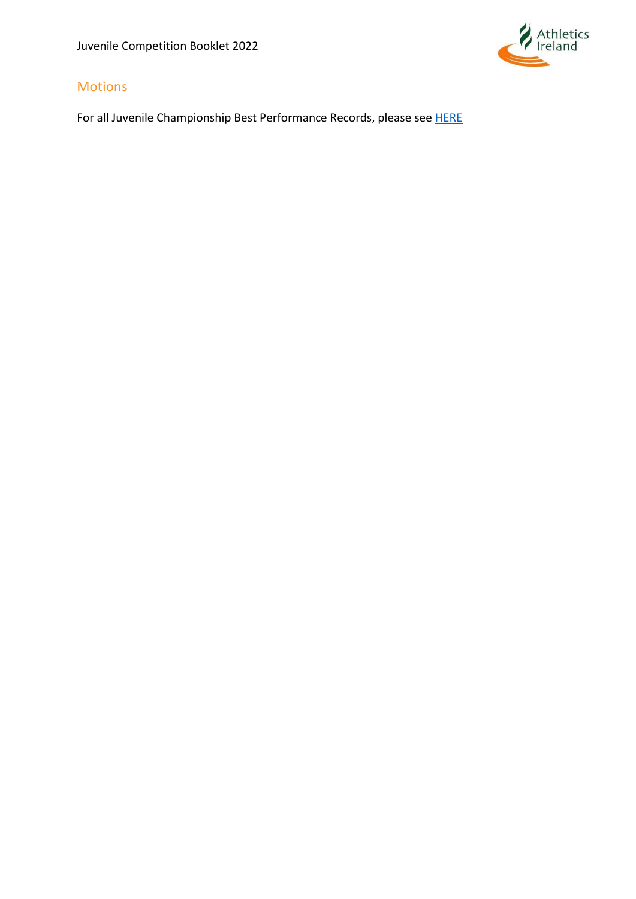## Motions

For all Juvenile Championship Best Performance Records, please see HERE